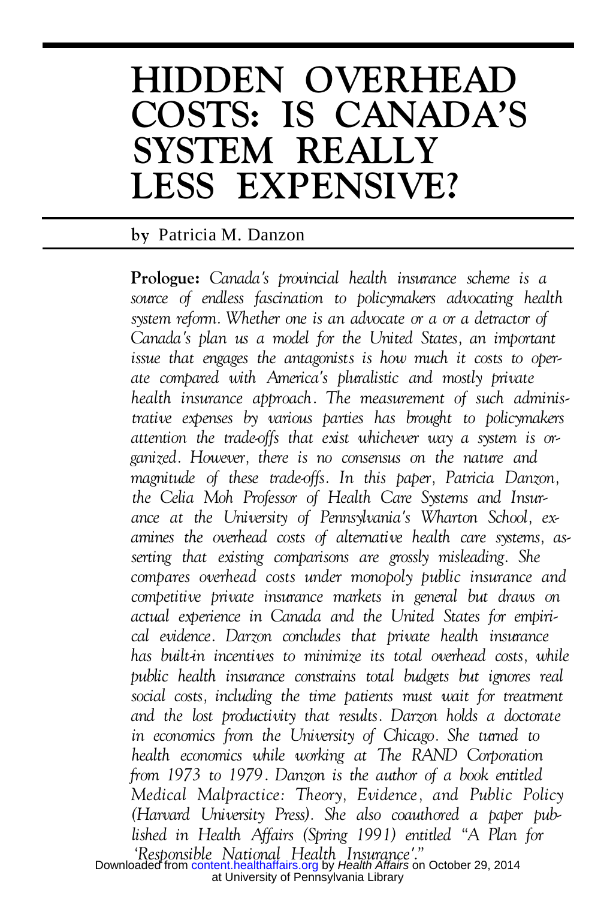# HIDDEN OVERHEAD COSTS: IS CANADA'S SYSTEM REALLY LESS EXPENSIVE?

by Patricia M. Danzon

**Prologue:** *Canada's provincial health insurance scheme is a source of endless fascination to policymakers advocating health system reform. Whether one is an advocate or a or a detractor of Canada's plan us a model for the United States, an important issue that engages the antagonists is how much it costs to operate compared with America's pluralistic and mostly private health insurance approach. The measurement of such administrative expenses by various parties has brought to policymakers attention the trade-offs that exist whichever way a system is organized. However, there is no consensus on the nature and magnitude of these trade-offs. In this paper, Patricia Danzon, the Celia Moh Professor of Health Care Systems and Insurance at the University of Pennsylvania's Wharton School, examines the overhead costs of alternative health care systems, asserting that existing comparisons are grossly misleading. She compares overhead costs under monopoly public insurance and competitive private insurance markets in general but draws on actual experience in Canada and the United States for empirical evidence. Darzon concludes that private health insurance has built-in incentives to minimize its total overhead costs, while public health insurance constrains total budgets but ignores real social costs, including the time patients must wait for treatment and the lost productivity that results. Darzon holds a doctorate in economics from the University of Chicago. She turned to health economics while working at The RAND Corporation from 1973 to 1979. Danzon is the author of a book entitled Medical Malpractice: Theory, Evidence, and Public Policy (Harvard University Press). She also coauthored a paper published in Health Affairs (Spring 1991) entitled "A Plan for 'Responsible National Health Insurance'."*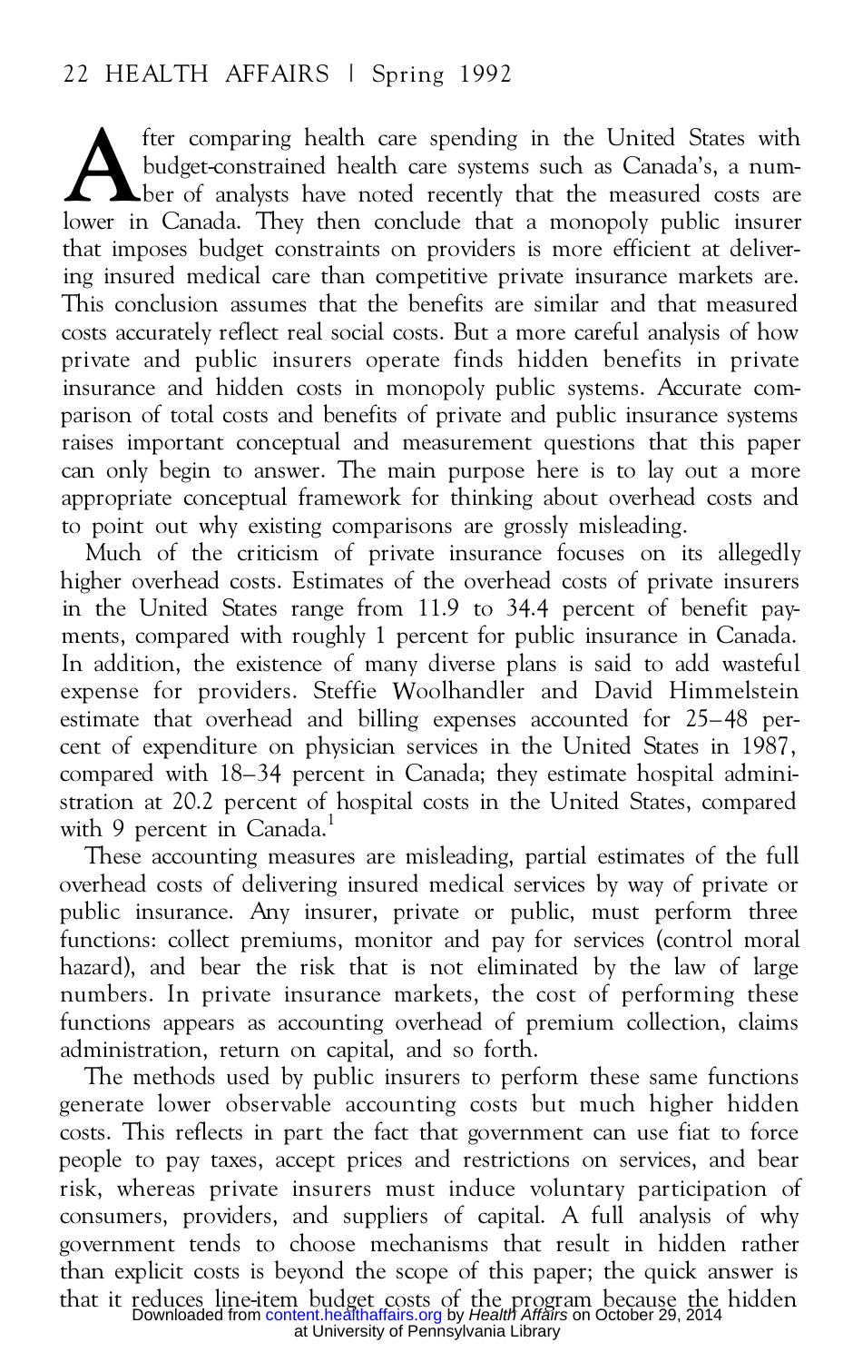After comparing health care spending in the United States with budget-constrained health care systems such as Canada's, a number of analysts have noted recently that the measured costs are lower in Canada. They then conclude that a monopoly public insurer that imposes budget constraints on providers is more efficient at delivering insured medical care than competitive private insurance markets are. This conclusion assumes that the benefits are similar and that measured costs accurately reflect real social costs. But a more careful analysis of how private and public insurers operate finds hidden benefits in private insurance and hidden costs in monopoly public systems. Accurate comparison of total costs and benefits of private and public insurance systems raises important conceptual and measurement questions that this paper can only begin to answer. The main purpose here is to lay out a more appropriate conceptual framework for thinking about overhead costs and to point out why existing comparisons are grossly misleading.

Much of the criticism of private insurance focuses on its allegedly higher overhead costs. Estimates of the overhead costs of private insurers in the United States range from 11.9 to 34.4 percent of benefit payments, compared with roughly 1 percent for public insurance in Canada. In addition, the existence of many diverse plans is said to add wasteful expense for providers. Steffie Woolhandler and David Himmelstein estimate that overhead and billing expenses accounted for 25–48 percent of expenditure on physician services in the United States in 1987, compared with 18–34 percent in Canada; they estimate hospital administration at 20.2 percent of hospital costs in the United States, compared with 9 percent in Canada.[1]

These accounting measures are misleading, partial estimates of the full overhead costs of delivering insured medical services by way of private or public insurance. Any insurer, private or public, must perform three functions: collect premiums, monitor and pay for services (control moral hazard), and bear the risk that is not eliminated by the law of large numbers. In private insurance markets, the cost of performing these functions appears as accounting overhead of premium collection, claims administration, return on capital, and so forth.

The methods used by public insurers to perform these same functions generate lower observable accounting costs but much higher hidden costs. This reflects in part the fact that government can use fiat to force people to pay taxes, accept prices and restrictions on services, and bear risk, whereas private insurers must induce voluntary participation of consumers, providers, and suppliers of capital. A full analysis of why government tends to choose mechanisms that result in hidden rather than explicit costs is beyond the scope of this paper; the quick answer is that it reduces line-item budget costs of the program because the hidden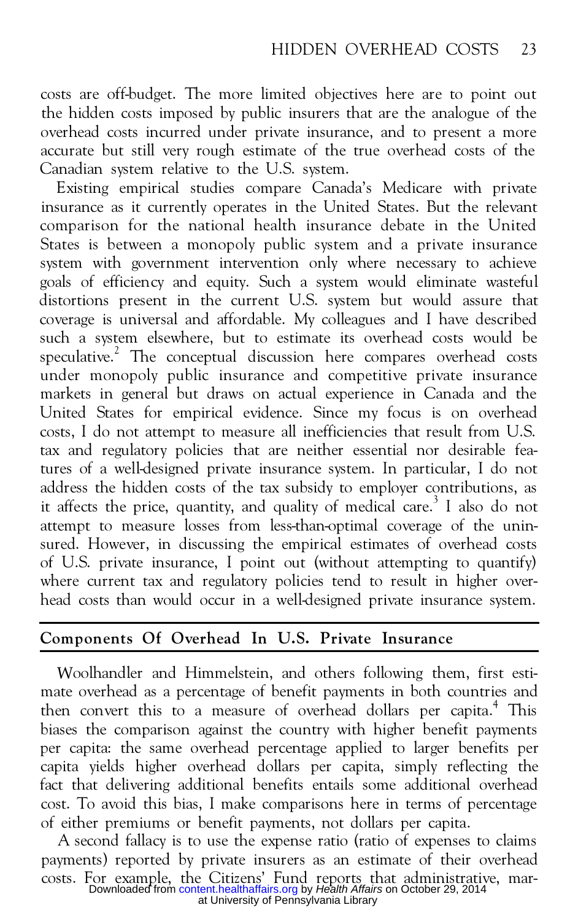costs are off-budget. The more limited objectives here are to point out the hidden costs imposed by public insurers that are the analogue of the overhead costs incurred under private insurance, and to present a more accurate but still very rough estimate of the true overhead costs of the Canadian system relative to the U.S. system.

Existing empirical studies compare Canada's Medicare with private insurance as it currently operates in the United States. But the relevant comparison for the national health insurance debate in the United States is between a monopoly public system and a private insurance system with government intervention only where necessary to achieve goals of efficiency and equity. Such a system would eliminate wasteful distortions present in the current U.S. system but would assure that coverage is universal and affordable. My colleagues and I have described such a system elsewhere, but to estimate its overhead costs would be speculative.[2] The conceptual discussion here compares overhead costs under monopoly public insurance and competitive private insurance markets in general but draws on actual experience in Canada and the United States for empirical evidence. Since my focus is on overhead costs, I do not attempt to measure all inefficiencies that result from U.S. tax and regulatory policies that are neither essential nor desirable features of a well-designed private insurance system. In particular, I do not address the hidden costs of the tax subsidy to employer contributions, as it affects the price, quantity, and quality of medical care.[3] I also do not attempt to measure losses from less-than-optimal coverage of the uninsured. However, in discussing the empirical estimates of overhead costs of U.S. private insurance, I point out (without attempting to quantify) where current tax and regulatory policies tend to result in higher overhead costs than would occur in a well-designed private insurance system.

## Components Of Overhead In U.S. Private Insurance

Woolhandler and Himmelstein, and others following them, first estimate overhead as a percentage of benefit payments in both countries and then convert this to a measure of overhead dollars per capita.[4] This biases the comparison against the country with higher benefit payments per capita: the same overhead percentage applied to larger benefits per capita yields higher overhead dollars per capita, simply reflecting the fact that delivering additional benefits entails some additional overhead cost. To avoid this bias, I make comparisons here in terms of percentage of either premiums or benefit payments, not dollars per capita.

A second fallacy is to use the expense ratio (ratio of expenses to claims payments) reported by private insurers as an estimate of their overhead costs. For example, the Citizens' Fund reports that administrative, mar-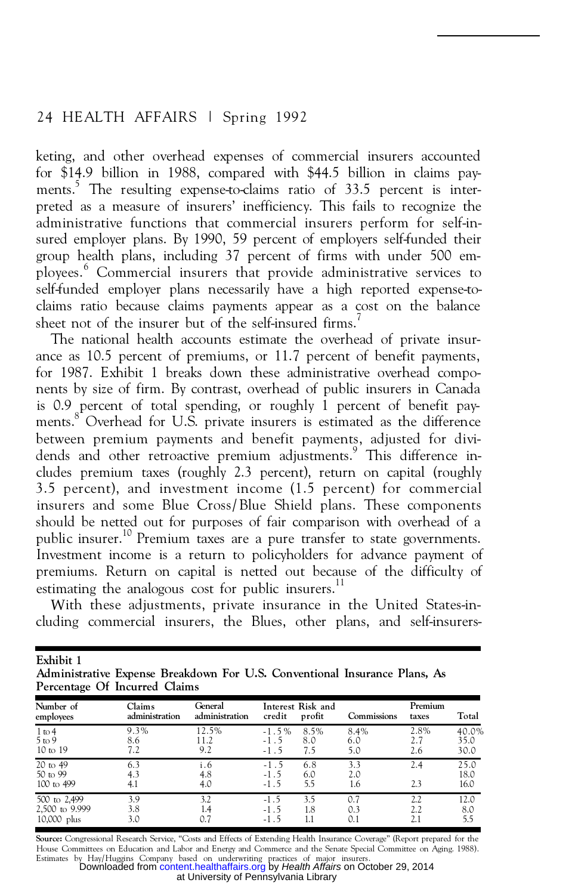keting, and other overhead expenses of commercial insurers accounted for $14.9 billion in 1988, compared with $44.5 billion in claims payments.[5] The resulting expense-to-claims ratio of 33.5 percent is interpreted as a measure of insurers' inefficiency. This fails to recognize the administrative functions that commercial insurers perform for self-insured employer plans. By 1990, 59 percent of employers self-funded their group health plans, including 37 percent of firms with under 500 employees.[6] Commercial insurers that provide administrative services to self-funded employer plans necessarily have a high reported expense-to-claims ratio because claims payments appear as a cost on the balance sheet not of the insurer but of the self-insured firms.[7]

The national health accounts estimate the overhead of private insurance as 10.5 percent of premiums, or 11.7 percent of benefit payments, for 1987. Exhibit 1 breaks down these administrative overhead components by size of firm. By contrast, overhead of public insurers in Canada is 0.9 percent of total spending, or roughly 1 percent of benefit payments.[8] Overhead for U.S. private insurers is estimated as the difference between premium payments and benefit payments, adjusted for dividends and other retroactive premium adjustments.[9] This difference includes premium taxes (roughly 2.3 percent), return on capital (roughly 3.5 percent), and investment income (1.5 percent) for commercial insurers and some Blue Cross/Blue Shield plans. These components should be netted out for purposes of fair comparison with overhead of a public insurer.[10] Premium taxes are a pure transfer to state governments. Investment income is a return to policyholders for advance payment of premiums. Return on capital is netted out because of the difficulty of estimating the analogous cost for public insurers.[11]

With these adjustments, private insurance in the United States-including commercial insurers, the Blues, other plans, and self-insurers-

**Exhibit 1**
**Administrative Expense Breakdown For U.S. Conventional Insurance Plans, As Percentage Of Incurred Claims**

| Number of employees | Claims administration | General administration | Interest credit | Risk and profit | Commissions | Premium taxes | Total |
|---|---|---|---|---|---|---|---|
| 1 to 4 | 9.3% | 12.5% | -1.5% | 8.5% | 8.4% | 2.8% | 40.0% |
| 5 to 9 | 8.6 | 11.2 | -1.5 | 8.0 | 6.0 | 2.7 | 35.0 |
| 10 to 19 | 7.2 | 9.2 | -1.5 | 7.5 | 5.0 | 2.6 | 30.0 |
| 20 to 49 | 6.3 | i.6 | -1.5 | 6.8 | 3.3 | 2.4 | 25.0 |
| 50 to 99 | 4.3 | 4.8 | -1.5 | 6.0 | 2.0 | | 18.0 |
| 100 to 499 | 4.1 | 4.0 | -1.5 | 5.5 | 1.6 | 2.3 | 16.0 |
| 500 to 2,499 | 3.9 | 3.2 | -1.5 | 3.5 | 0.7 | 2.2 | 12.0 |
| 2,500 to 9,999 | 3.8 | 1.4 | -1.5 | 1.8 | 0.3 | 2.2 | 8.0 |
| 10,000 plus | 3.0 | 0.7 | -1.5 | 1.1 | 0.1 | 2.1 | 5.5 |

**Source:** Congressional Research Service, "Costs and Effects of Extending Health Insurance Coverage" (Report prepared for the House Committees on Education and Labor and Energy and Commerce and the Senate Special Committee on Aging. 1988). Estimates by Hay/Huggins Company based on underwriting practices of major insurers.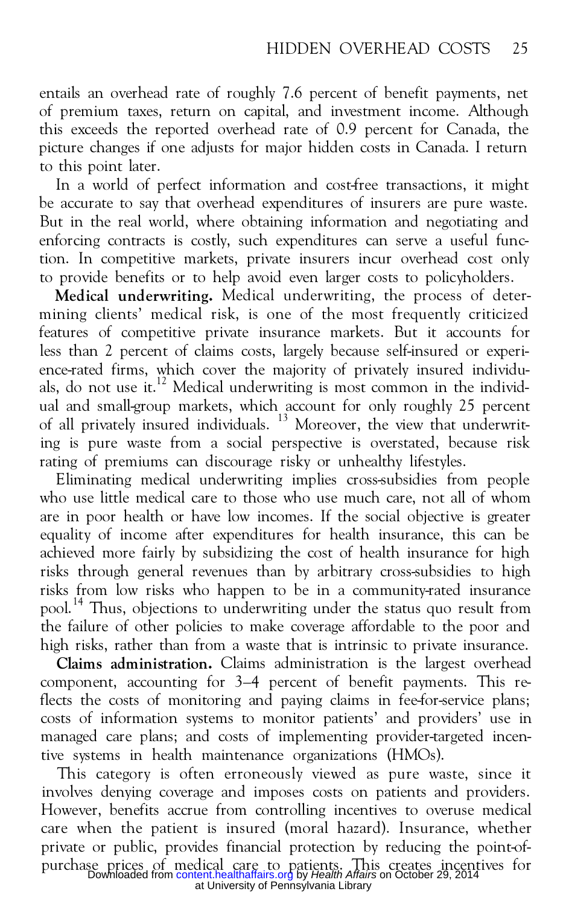entails an overhead rate of roughly 7.6 percent of benefit payments, net of premium taxes, return on capital, and investment income. Although this exceeds the reported overhead rate of 0.9 percent for Canada, the picture changes if one adjusts for major hidden costs in Canada. I return to this point later.

In a world of perfect information and cost-free transactions, it might be accurate to say that overhead expenditures of insurers are pure waste. But in the real world, where obtaining information and negotiating and enforcing contracts is costly, such expenditures can serve a useful function. In competitive markets, private insurers incur overhead cost only to provide benefits or to help avoid even larger costs to policyholders.

**Medical underwriting.** Medical underwriting, the process of determining clients' medical risk, is one of the most frequently criticized features of competitive private insurance markets. But it accounts for less than 2 percent of claims costs, largely because self-insured or experience-rated firms, which cover the majority of privately insured individuals, do not use it.[12] Medical underwriting is most common in the individual and small-group markets, which account for only roughly 25 percent of all privately insured individuals.[13] Moreover, the view that underwriting is pure waste from a social perspective is overstated, because risk rating of premiums can discourage risky or unhealthy lifestyles.

Eliminating medical underwriting implies cross-subsidies from people who use little medical care to those who use much care, not all of whom are in poor health or have low incomes. If the social objective is greater equality of income after expenditures for health insurance, this can be achieved more fairly by subsidizing the cost of health insurance for high risks through general revenues than by arbitrary cross-subsidies to high risks from low risks who happen to be in a community-rated insurance pool.[14] Thus, objections to underwriting under the status quo result from the failure of other policies to make coverage affordable to the poor and high risks, rather than from a waste that is intrinsic to private insurance.

**Claims administration.** Claims administration is the largest overhead component, accounting for 3–4 percent of benefit payments. This reflects the costs of monitoring and paying claims in fee-for-service plans; costs of information systems to monitor patients' and providers' use in managed care plans; and costs of implementing provider-targeted incentive systems in health maintenance organizations (HMOs).

This category is often erroneously viewed as pure waste, since it involves denying coverage and imposes costs on patients and providers. However, benefits accrue from controlling incentives to overuse medical care when the patient is insured (moral hazard). Insurance, whether private or public, provides financial protection by reducing the point-of-purchase prices of medical care to patients. This creates incentives for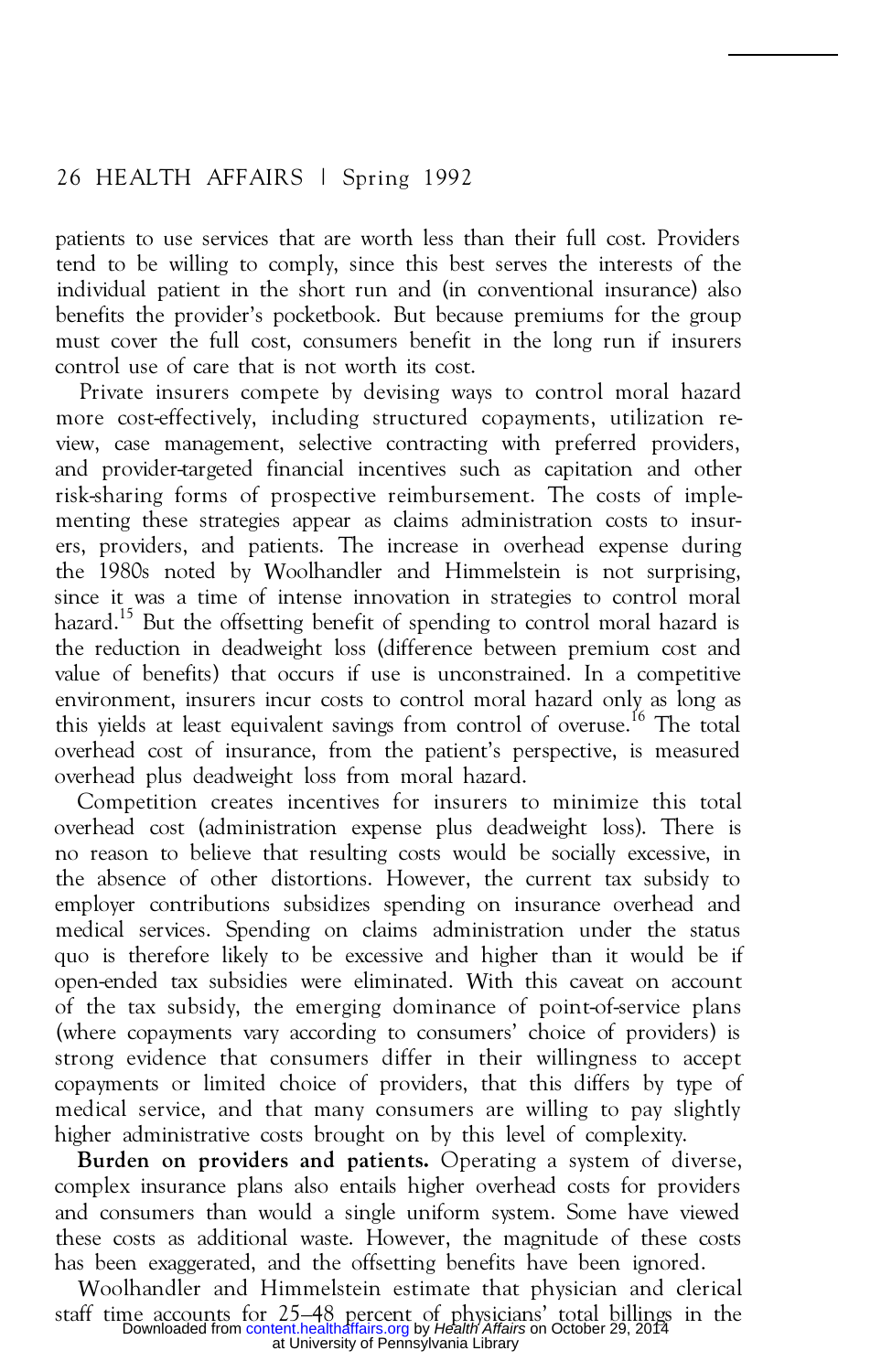patients to use services that are worth less than their full cost. Providers tend to be willing to comply, since this best serves the interests of the individual patient in the short run and (in conventional insurance) also benefits the provider's pocketbook. But because premiums for the group must cover the full cost, consumers benefit in the long run if insurers control use of care that is not worth its cost.

Private insurers compete by devising ways to control moral hazard more cost-effectively, including structured copayments, utilization review, case management, selective contracting with preferred providers, and provider-targeted financial incentives such as capitation and other risk-sharing forms of prospective reimbursement. The costs of implementing these strategies appear as claims administration costs to insurers, providers, and patients. The increase in overhead expense during the 1980s noted by Woolhandler and Himmelstein is not surprising, since it was a time of intense innovation in strategies to control moral hazard.[15] But the offsetting benefit of spending to control moral hazard is the reduction in deadweight loss (difference between premium cost and value of benefits) that occurs if use is unconstrained. In a competitive environment, insurers incur costs to control moral hazard only as long as this yields at least equivalent savings from control of overuse.[16] The total overhead cost of insurance, from the patient's perspective, is measured overhead plus deadweight loss from moral hazard.

Competition creates incentives for insurers to minimize this total overhead cost (administration expense plus deadweight loss). There is no reason to believe that resulting costs would be socially excessive, in the absence of other distortions. However, the current tax subsidy to employer contributions subsidizes spending on insurance overhead and medical services. Spending on claims administration under the status quo is therefore likely to be excessive and higher than it would be if open-ended tax subsidies were eliminated. With this caveat on account of the tax subsidy, the emerging dominance of point-of-service plans (where copayments vary according to consumers' choice of providers) is strong evidence that consumers differ in their willingness to accept copayments or limited choice of providers, that this differs by type of medical service, and that many consumers are willing to pay slightly higher administrative costs brought on by this level of complexity.

**Burden on providers and patients.** Operating a system of diverse, complex insurance plans also entails higher overhead costs for providers and consumers than would a single uniform system. Some have viewed these costs as additional waste. However, the magnitude of these costs has been exaggerated, and the offsetting benefits have been ignored.

Woolhandler and Himmelstein estimate that physician and clerical staff time accounts for 25–48 percent of physicians' total billings in the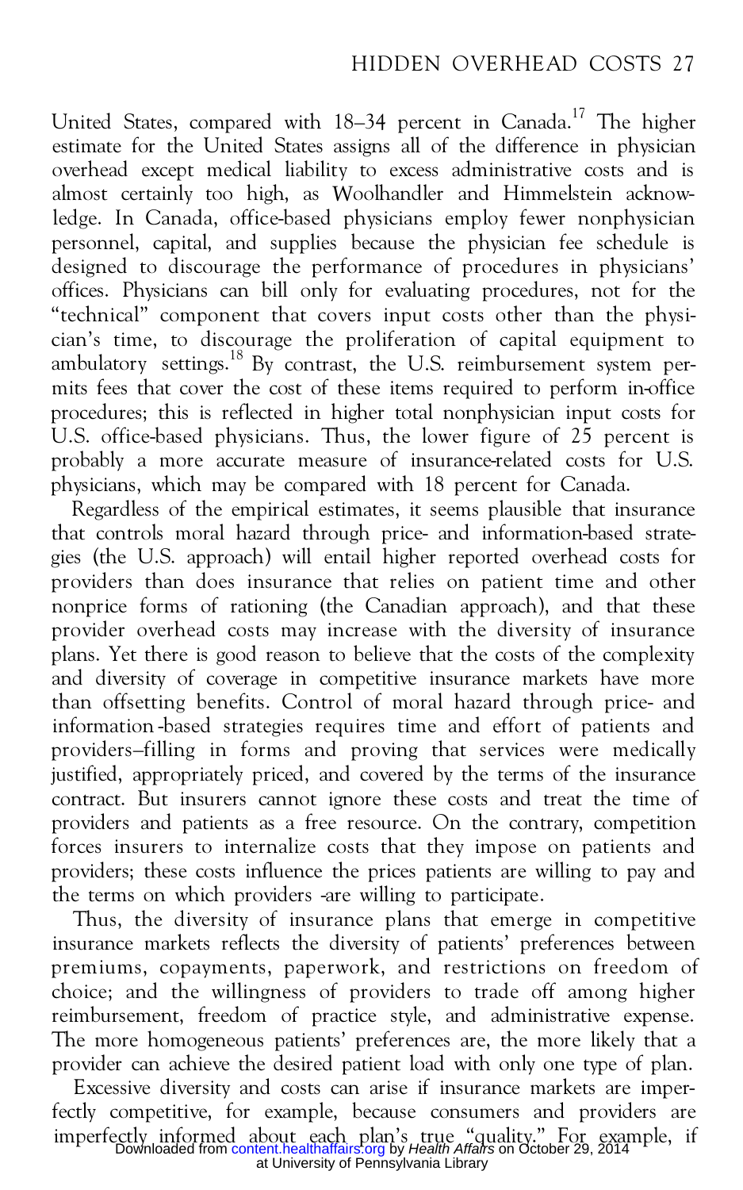United States, compared with 18–34 percent in Canada.[17] The higher estimate for the United States assigns all of the difference in physician overhead except medical liability to excess administrative costs and is almost certainly too high, as Woolhandler and Himmelstein acknowledge. In Canada, office-based physicians employ fewer nonphysician personnel, capital, and supplies because the physician fee schedule is designed to discourage the performance of procedures in physicians' offices. Physicians can bill only for evaluating procedures, not for the "technical" component that covers input costs other than the physician's time, to discourage the proliferation of capital equipment to ambulatory settings.[18] By contrast, the U.S. reimbursement system permits fees that cover the cost of these items required to perform in-office procedures; this is reflected in higher total nonphysician input costs for U.S. office-based physicians. Thus, the lower figure of 25 percent is probably a more accurate measure of insurance-related costs for U.S. physicians, which may be compared with 18 percent for Canada.

Regardless of the empirical estimates, it seems plausible that insurance that controls moral hazard through price- and information-based strategies (the U.S. approach) will entail higher reported overhead costs for providers than does insurance that relies on patient time and other nonprice forms of rationing (the Canadian approach), and that these provider overhead costs may increase with the diversity of insurance plans. Yet there is good reason to believe that the costs of the complexity and diversity of coverage in competitive insurance markets have more than offsetting benefits. Control of moral hazard through price- and information-based strategies requires time and effort of patients and providers–filling in forms and proving that services were medically justified, appropriately priced, and covered by the terms of the insurance contract. But insurers cannot ignore these costs and treat the time of providers and patients as a free resource. On the contrary, competition forces insurers to internalize costs that they impose on patients and providers; these costs influence the prices patients are willing to pay and the terms on which providers are willing to participate.

Thus, the diversity of insurance plans that emerge in competitive insurance markets reflects the diversity of patients' preferences between premiums, copayments, paperwork, and restrictions on freedom of choice; and the willingness of providers to trade off among higher reimbursement, freedom of practice style, and administrative expense. The more homogeneous patients' preferences are, the more likely that a provider can achieve the desired patient load with only one type of plan.

Excessive diversity and costs can arise if insurance markets are imperfectly competitive, for example, because consumers and providers are imperfectly informed about each plan's true "quality." For example, if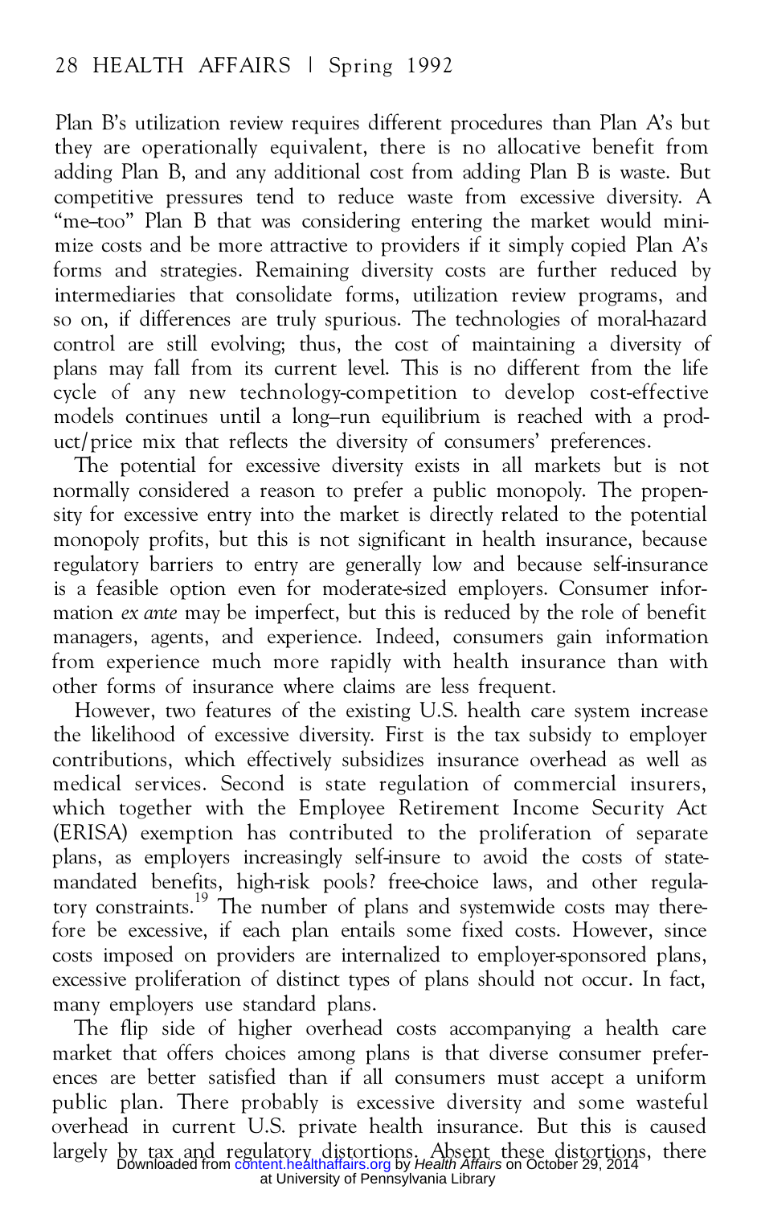Plan B's utilization review requires different procedures than Plan A's but they are operationally equivalent, there is no allocative benefit from adding Plan B, and any additional cost from adding Plan B is waste. But competitive pressures tend to reduce waste from excessive diversity. A "me–too" Plan B that was considering entering the market would minimize costs and be more attractive to providers if it simply copied Plan A's forms and strategies. Remaining diversity costs are further reduced by intermediaries that consolidate forms, utilization review programs, and so on, if differences are truly spurious. The technologies of moral-hazard control are still evolving; thus, the cost of maintaining a diversity of plans may fall from its current level. This is no different from the life cycle of any new technology-competition to develop cost-effective models continues until a long–run equilibrium is reached with a product/price mix that reflects the diversity of consumers' preferences.

The potential for excessive diversity exists in all markets but is not normally considered a reason to prefer a public monopoly. The propensity for excessive entry into the market is directly related to the potential monopoly profits, but this is not significant in health insurance, because regulatory barriers to entry are generally low and because self-insurance is a feasible option even for moderate-sized employers. Consumer information *ex ante* may be imperfect, but this is reduced by the role of benefit managers, agents, and experience. Indeed, consumers gain information from experience much more rapidly with health insurance than with other forms of insurance where claims are less frequent.

However, two features of the existing U.S. health care system increase the likelihood of excessive diversity. First is the tax subsidy to employer contributions, which effectively subsidizes insurance overhead as well as medical services. Second is state regulation of commercial insurers, which together with the Employee Retirement Income Security Act (ERISA) exemption has contributed to the proliferation of separate plans, as employers increasingly self-insure to avoid the costs of state-mandated benefits, high-risk pools? free-choice laws, and other regulatory constraints.[19] The number of plans and systemwide costs may therefore be excessive, if each plan entails some fixed costs. However, since costs imposed on providers are internalized to employer-sponsored plans, excessive proliferation of distinct types of plans should not occur. In fact, many employers use standard plans.

The flip side of higher overhead costs accompanying a health care market that offers choices among plans is that diverse consumer preferences are better satisfied than if all consumers must accept a uniform public plan. There probably is excessive diversity and some wasteful overhead in current U.S. private health insurance. But this is caused largely by tax and regulatory distortions. Absent these distortions, there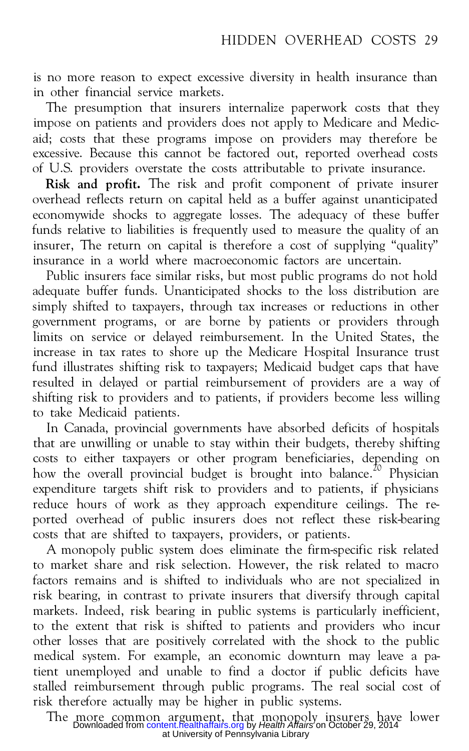is no more reason to expect excessive diversity in health insurance than in other financial service markets.

The presumption that insurers internalize paperwork costs that they impose on patients and providers does not apply to Medicare and Medicaid; costs that these programs impose on providers may therefore be excessive. Because this cannot be factored out, reported overhead costs of U.S. providers overstate the costs attributable to private insurance.

**Risk and profit.** The risk and profit component of private insurer overhead reflects return on capital held as a buffer against unanticipated economywide shocks to aggregate losses. The adequacy of these buffer funds relative to liabilities is frequently used to measure the quality of an insurer, The return on capital is therefore a cost of supplying "quality" insurance in a world where macroeconomic factors are uncertain.

Public insurers face similar risks, but most public programs do not hold adequate buffer funds. Unanticipated shocks to the loss distribution are simply shifted to taxpayers, through tax increases or reductions in other government programs, or are borne by patients or providers through limits on service or delayed reimbursement. In the United States, the increase in tax rates to shore up the Medicare Hospital Insurance trust fund illustrates shifting risk to taxpayers; Medicaid budget caps that have resulted in delayed or partial reimbursement of providers are a way of shifting risk to providers and to patients, if providers become less willing to take Medicaid patients.

In Canada, provincial governments have absorbed deficits of hospitals that are unwilling or unable to stay within their budgets, thereby shifting costs to either taxpayers or other program beneficiaries, depending on how the overall provincial budget is brought into balance.[20] Physician expenditure targets shift risk to providers and to patients, if physicians reduce hours of work as they approach expenditure ceilings. The reported overhead of public insurers does not reflect these risk-bearing costs that are shifted to taxpayers, providers, or patients.

A monopoly public system does eliminate the firm-specific risk related to market share and risk selection. However, the risk related to macro factors remains and is shifted to individuals who are not specialized in risk bearing, in contrast to private insurers that diversify through capital markets. Indeed, risk bearing in public systems is particularly inefficient, to the extent that risk is shifted to patients and providers who incur other losses that are positively correlated with the shock to the public medical system. For example, an economic downturn may leave a patient unemployed and unable to find a doctor if public deficits have stalled reimbursement through public programs. The real social cost of risk therefore actually may be higher in public systems.

The more common argument, that monopoly insurers have lower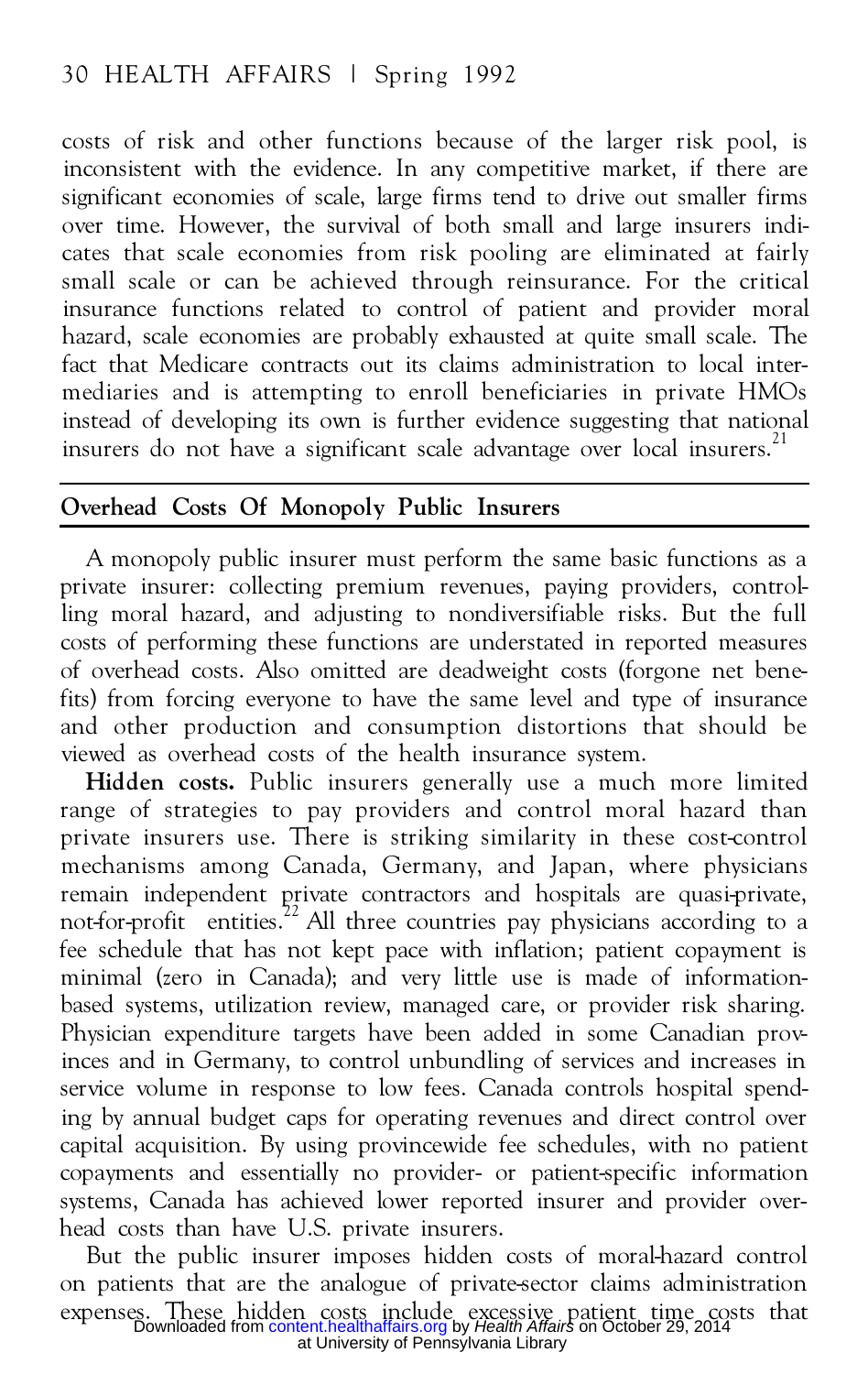costs of risk and other functions because of the larger risk pool, is inconsistent with the evidence. In any competitive market, if there are significant economies of scale, large firms tend to drive out smaller firms over time. However, the survival of both small and large insurers indicates that scale economies from risk pooling are eliminated at fairly small scale or can be achieved through reinsurance. For the critical insurance functions related to control of patient and provider moral hazard, scale economies are probably exhausted at quite small scale. The fact that Medicare contracts out its claims administration to local intermediaries and is attempting to enroll beneficiaries in private HMOs instead of developing its own is further evidence suggesting that national insurers do not have a significant scale advantage over local insurers.[21]

## Overhead Costs Of Monopoly Public Insurers

A monopoly public insurer must perform the same basic functions as a private insurer: collecting premium revenues, paying providers, controlling moral hazard, and adjusting to nondiversifiable risks. But the full costs of performing these functions are understated in reported measures of overhead costs. Also omitted are deadweight costs (forgone net benefits) from forcing everyone to have the same level and type of insurance and other production and consumption distortions that should be viewed as overhead costs of the health insurance system.

**Hidden costs.** Public insurers generally use a much more limited range of strategies to pay providers and control moral hazard than private insurers use. There is striking similarity in these cost-control mechanisms among Canada, Germany, and Japan, where physicians remain independent private contractors and hospitals are quasi-private, not-for-profit entities.[22] All three countries pay physicians according to a fee schedule that has not kept pace with inflation; patient copayment is minimal (zero in Canada); and very little use is made of information-based systems, utilization review, managed care, or provider risk sharing. Physician expenditure targets have been added in some Canadian provinces and in Germany, to control unbundling of services and increases in service volume in response to low fees. Canada controls hospital spending by annual budget caps for operating revenues and direct control over capital acquisition. By using provincewide fee schedules, with no patient copayments and essentially no provider- or patient-specific information systems, Canada has achieved lower reported insurer and provider overhead costs than have U.S. private insurers.

But the public insurer imposes hidden costs of moral-hazard control on patients that are the analogue of private-sector claims administration expenses. These hidden costs include excessive patient time costs that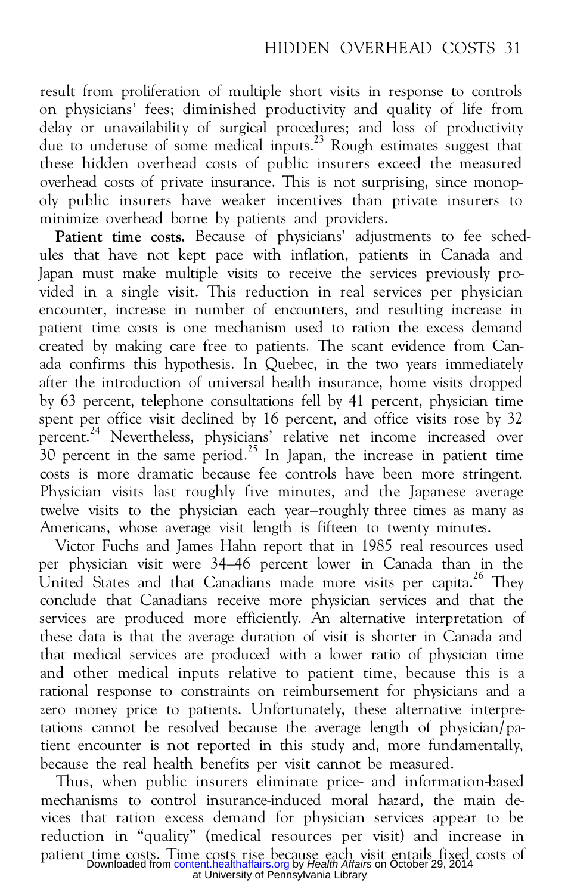result from proliferation of multiple short visits in response to controls on physicians' fees; diminished productivity and quality of life from delay or unavailability of surgical procedures; and loss of productivity due to underuse of some medical inputs.[23] Rough estimates suggest that these hidden overhead costs of public insurers exceed the measured overhead costs of private insurance. This is not surprising, since monopoly public insurers have weaker incentives than private insurers to minimize overhead borne by patients and providers.

**Patient time costs.** Because of physicians' adjustments to fee schedules that have not kept pace with inflation, patients in Canada and Japan must make multiple visits to receive the services previously provided in a single visit. This reduction in real services per physician encounter, increase in number of encounters, and resulting increase in patient time costs is one mechanism used to ration the excess demand created by making care free to patients. The scant evidence from Canada confirms this hypothesis. In Quebec, in the two years immediately after the introduction of universal health insurance, home visits dropped by 63 percent, telephone consultations fell by 41 percent, physician time spent per office visit declined by 16 percent, and office visits rose by 32 percent.[24] Nevertheless, physicians' relative net income increased over 30 percent in the same period.[25] In Japan, the increase in patient time costs is more dramatic because fee controls have been more stringent. Physician visits last roughly five minutes, and the Japanese average twelve visits to the physician each year–roughly three times as many as Americans, whose average visit length is fifteen to twenty minutes.

Victor Fuchs and James Hahn report that in 1985 real resources used per physician visit were 34–46 percent lower in Canada than in the United States and that Canadians made more visits per capita.[26] They conclude that Canadians receive more physician services and that the services are produced more efficiently. An alternative interpretation of these data is that the average duration of visit is shorter in Canada and that medical services are produced with a lower ratio of physician time and other medical inputs relative to patient time, because this is a rational response to constraints on reimbursement for physicians and a zero money price to patients. Unfortunately, these alternative interpretations cannot be resolved because the average length of physician/patient encounter is not reported in this study and, more fundamentally, because the real health benefits per visit cannot be measured.

Thus, when public insurers eliminate price- and information-based mechanisms to control insurance-induced moral hazard, the main devices that ration excess demand for physician services appear to be reduction in "quality" (medical resources per visit) and increase in patient time costs. Time costs rise because each visit entails fixed costs of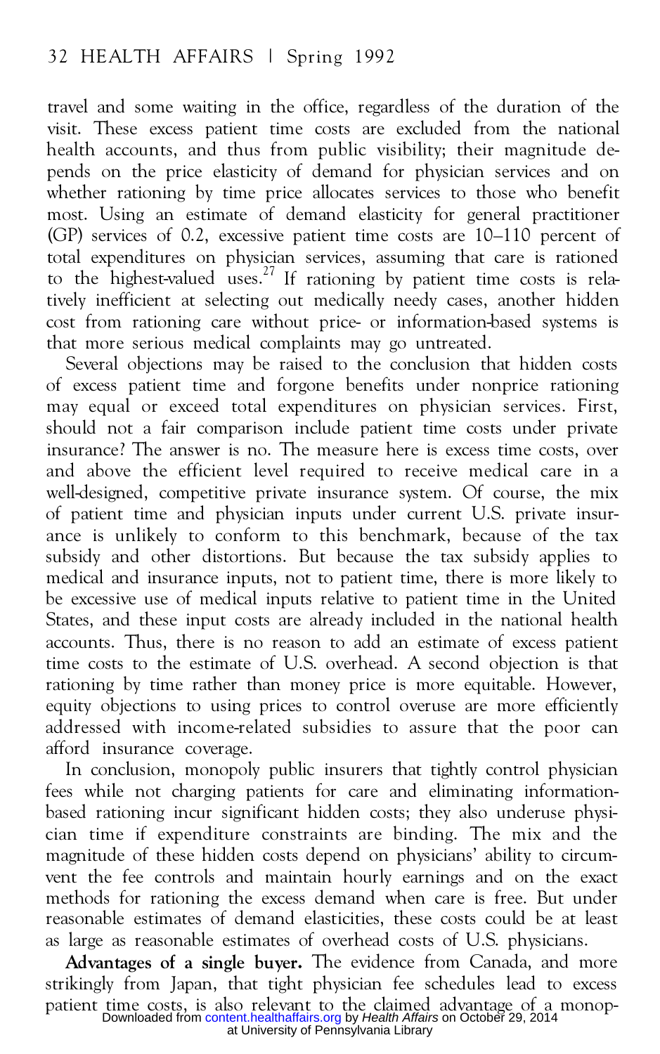travel and some waiting in the office, regardless of the duration of the visit. These excess patient time costs are excluded from the national health accounts, and thus from public visibility; their magnitude depends on the price elasticity of demand for physician services and on whether rationing by time price allocates services to those who benefit most. Using an estimate of demand elasticity for general practitioner (GP) services of 0.2, excessive patient time costs are 10–110 percent of total expenditures on physician services, assuming that care is rationed to the highest-valued uses.[27] If rationing by patient time costs is relatively inefficient at selecting out medically needy cases, another hidden cost from rationing care without price- or information-based systems is that more serious medical complaints may go untreated.

Several objections may be raised to the conclusion that hidden costs of excess patient time and forgone benefits under nonprice rationing may equal or exceed total expenditures on physician services. First, should not a fair comparison include patient time costs under private insurance? The answer is no. The measure here is excess time costs, over and above the efficient level required to receive medical care in a well-designed, competitive private insurance system. Of course, the mix of patient time and physician inputs under current U.S. private insurance is unlikely to conform to this benchmark, because of the tax subsidy and other distortions. But because the tax subsidy applies to medical and insurance inputs, not to patient time, there is more likely to be excessive use of medical inputs relative to patient time in the United States, and these input costs are already included in the national health accounts. Thus, there is no reason to add an estimate of excess patient time costs to the estimate of U.S. overhead. A second objection is that rationing by time rather than money price is more equitable. However, equity objections to using prices to control overuse are more efficiently addressed with income-related subsidies to assure that the poor can afford insurance coverage.

In conclusion, monopoly public insurers that tightly control physician fees while not charging patients for care and eliminating information-based rationing incur significant hidden costs; they also underuse physician time if expenditure constraints are binding. The mix and the magnitude of these hidden costs depend on physicians' ability to circumvent the fee controls and maintain hourly earnings and on the exact methods for rationing the excess demand when care is free. But under reasonable estimates of demand elasticities, these costs could be at least as large as reasonable estimates of overhead costs of U.S. physicians.

**Advantages of a single buyer.** The evidence from Canada, and more strikingly from Japan, that tight physician fee schedules lead to excess patient time costs, is also relevant to the claimed advantage of a monop-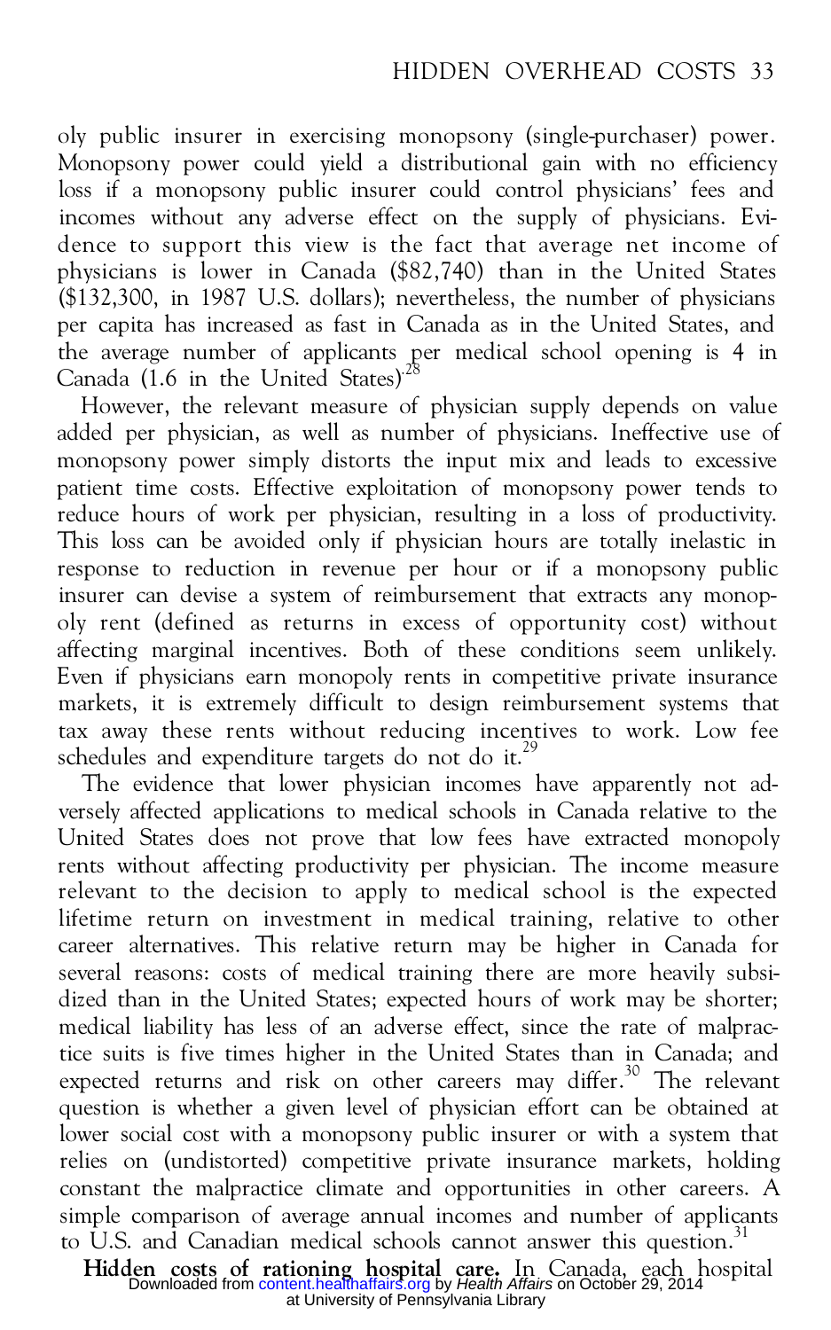oly public insurer in exercising monopsony (single-purchaser) power. Monopsony power could yield a distributional gain with no efficiency loss if a monopsony public insurer could control physicians' fees and incomes without any adverse effect on the supply of physicians. Evidence to support this view is the fact that average net income of physicians is lower in Canada ($82,740) than in the United States ($132,300, in 1987 U.S. dollars); nevertheless, the number of physicians per capita has increased as fast in Canada as in the United States, and the average number of applicants per medical school opening is 4 in Canada (1.6 in the United States).[28]

However, the relevant measure of physician supply depends on value added per physician, as well as number of physicians. Ineffective use of monopsony power simply distorts the input mix and leads to excessive patient time costs. Effective exploitation of monopsony power tends to reduce hours of work per physician, resulting in a loss of productivity. This loss can be avoided only if physician hours are totally inelastic in response to reduction in revenue per hour or if a monopsony public insurer can devise a system of reimbursement that extracts any monopoly rent (defined as returns in excess of opportunity cost) without affecting marginal incentives. Both of these conditions seem unlikely. Even if physicians earn monopoly rents in competitive private insurance markets, it is extremely difficult to design reimbursement systems that tax away these rents without reducing incentives to work. Low fee schedules and expenditure targets do not do it.[29]

The evidence that lower physician incomes have apparently not adversely affected applications to medical schools in Canada relative to the United States does not prove that low fees have extracted monopoly rents without affecting productivity per physician. The income measure relevant to the decision to apply to medical school is the expected lifetime return on investment in medical training, relative to other career alternatives. This relative return may be higher in Canada for several reasons: costs of medical training there are more heavily subsidized than in the United States; expected hours of work may be shorter; medical liability has less of an adverse effect, since the rate of malpractice suits is five times higher in the United States than in Canada; and expected returns and risk on other careers may differ.[30] The relevant question is whether a given level of physician effort can be obtained at lower social cost with a monopsony public insurer or with a system that relies on (undistorted) competitive private insurance markets, holding constant the malpractice climate and opportunities in other careers. A simple comparison of average annual incomes and number of applicants to U.S. and Canadian medical schools cannot answer this question.[31]

**Hidden costs of rationing hospital care.** In Canada, each hospital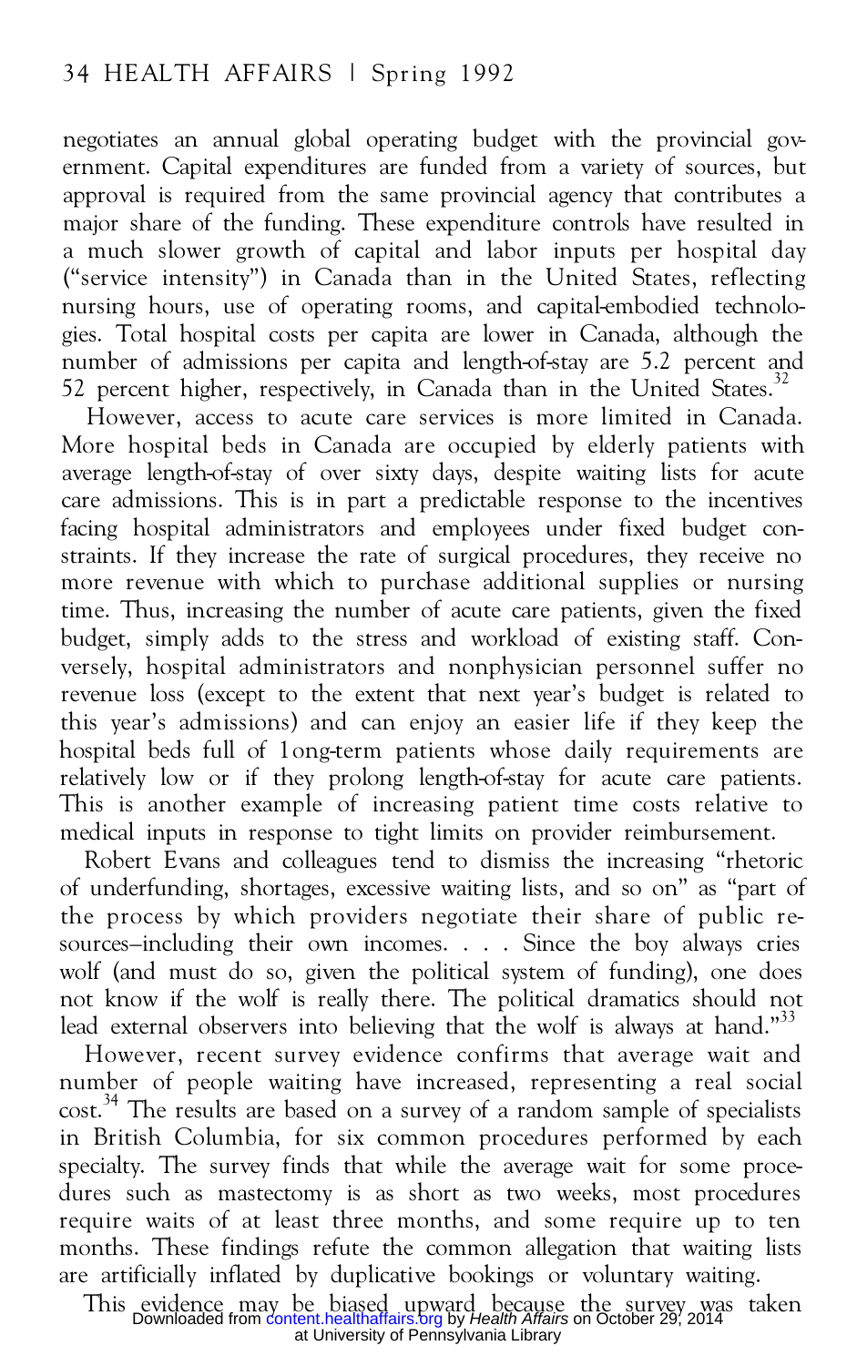negotiates an annual global operating budget with the provincial government. Capital expenditures are funded from a variety of sources, but approval is required from the same provincial agency that contributes a major share of the funding. These expenditure controls have resulted in a much slower growth of capital and labor inputs per hospital day ("service intensity") in Canada than in the United States, reflecting nursing hours, use of operating rooms, and capital-embodied technologies. Total hospital costs per capita are lower in Canada, although the number of admissions per capita and length-of-stay are 5.2 percent and 52 percent higher, respectively, in Canada than in the United States.[32]

However, access to acute care services is more limited in Canada. More hospital beds in Canada are occupied by elderly patients with average length-of-stay of over sixty days, despite waiting lists for acute care admissions. This is in part a predictable response to the incentives facing hospital administrators and employees under fixed budget constraints. If they increase the rate of surgical procedures, they receive no more revenue with which to purchase additional supplies or nursing time. Thus, increasing the number of acute care patients, given the fixed budget, simply adds to the stress and workload of existing staff. Conversely, hospital administrators and nonphysician personnel suffer no revenue loss (except to the extent that next year's budget is related to this year's admissions) and can enjoy an easier life if they keep the hospital beds full of long-term patients whose daily requirements are relatively low or if they prolong length-of-stay for acute care patients. This is another example of increasing patient time costs relative to medical inputs in response to tight limits on provider reimbursement.

Robert Evans and colleagues tend to dismiss the increasing "rhetoric of underfunding, shortages, excessive waiting lists, and so on" as "part of the process by which providers negotiate their share of public resources–including their own incomes. . . . Since the boy always cries wolf (and must do so, given the political system of funding), one does not know if the wolf is really there. The political dramatics should not lead external observers into believing that the wolf is always at hand."[33]

However, recent survey evidence confirms that average wait and number of people waiting have increased, representing a real social cost.[34] The results are based on a survey of a random sample of specialists in British Columbia, for six common procedures performed by each specialty. The survey finds that while the average wait for some procedures such as mastectomy is as short as two weeks, most procedures require waits of at least three months, and some require up to ten months. These findings refute the common allegation that waiting lists are artificially inflated by duplicative bookings or voluntary waiting.

This evidence may be biased upward because the survey was taken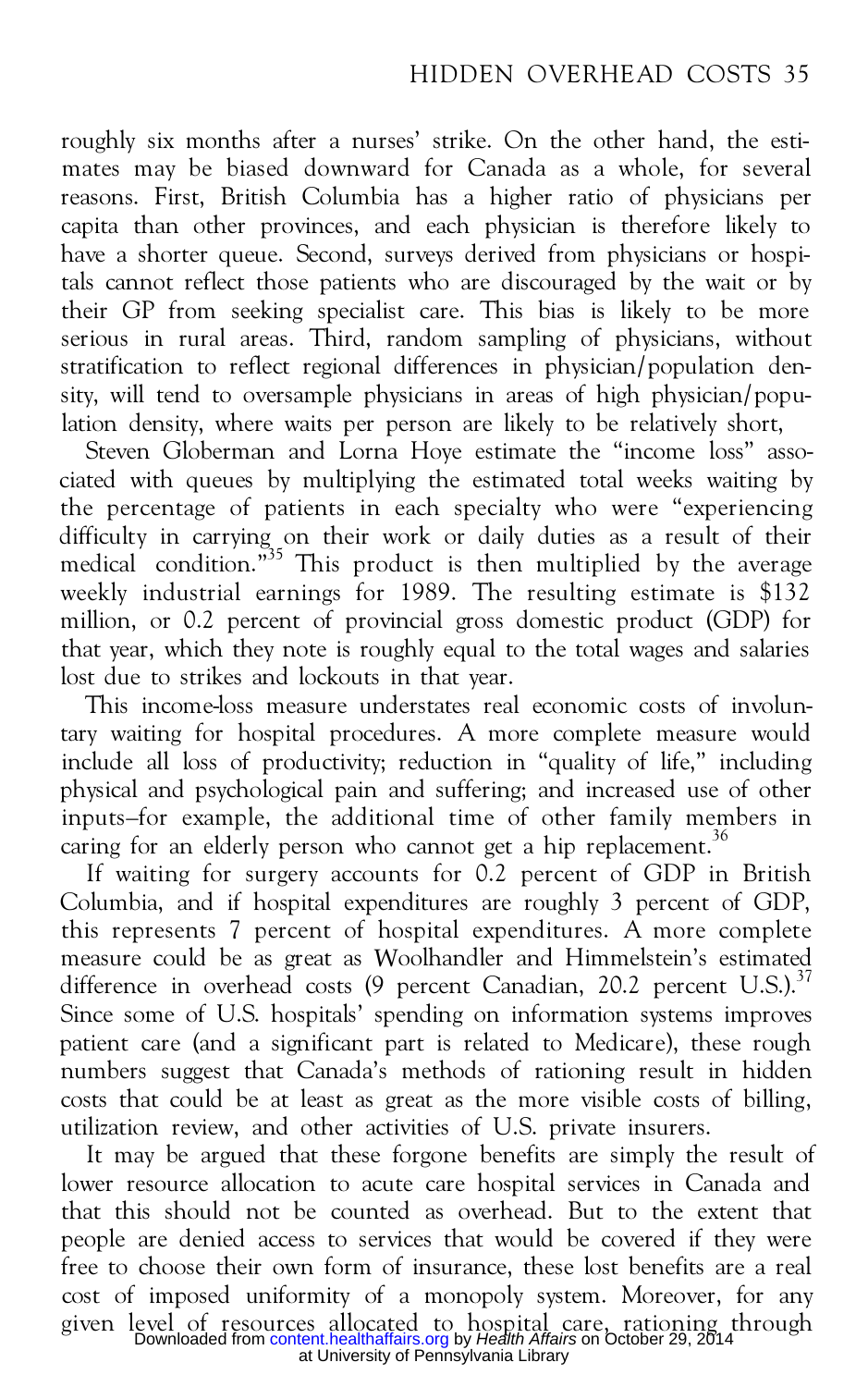roughly six months after a nurses' strike. On the other hand, the estimates may be biased downward for Canada as a whole, for several reasons. First, British Columbia has a higher ratio of physicians per capita than other provinces, and each physician is therefore likely to have a shorter queue. Second, surveys derived from physicians or hospitals cannot reflect those patients who are discouraged by the wait or by their GP from seeking specialist care. This bias is likely to be more serious in rural areas. Third, random sampling of physicians, without stratification to reflect regional differences in physician/population density, will tend to oversample physicians in areas of high physician/population density, where waits per person are likely to be relatively short,

Steven Globerman and Lorna Hoye estimate the "income loss" associated with queues by multiplying the estimated total weeks waiting by the percentage of patients in each specialty who were "experiencing difficulty in carrying on their work or daily duties as a result of their medical condition."[35] This product is then multiplied by the average weekly industrial earnings for 1989. The resulting estimate is $132 million, or 0.2 percent of provincial gross domestic product (GDP) for that year, which they note is roughly equal to the total wages and salaries lost due to strikes and lockouts in that year.

This income-loss measure understates real economic costs of involuntary waiting for hospital procedures. A more complete measure would include all loss of productivity; reduction in "quality of life," including physical and psychological pain and suffering; and increased use of other inputs–for example, the additional time of other family members in caring for an elderly person who cannot get a hip replacement.[36]

If waiting for surgery accounts for 0.2 percent of GDP in British Columbia, and if hospital expenditures are roughly 3 percent of GDP, this represents 7 percent of hospital expenditures. A more complete measure could be as great as Woolhandler and Himmelstein's estimated difference in overhead costs (9 percent Canadian, 20.2 percent U.S.).[37] Since some of U.S. hospitals' spending on information systems improves patient care (and a significant part is related to Medicare), these rough numbers suggest that Canada's methods of rationing result in hidden costs that could be at least as great as the more visible costs of billing, utilization review, and other activities of U.S. private insurers.

It may be argued that these forgone benefits are simply the result of lower resource allocation to acute care hospital services in Canada and that this should not be counted as overhead. But to the extent that people are denied access to services that would be covered if they were free to choose their own form of insurance, these lost benefits are a real cost of imposed uniformity of a monopoly system. Moreover, for any given level of resources allocated to hospital care, rationing through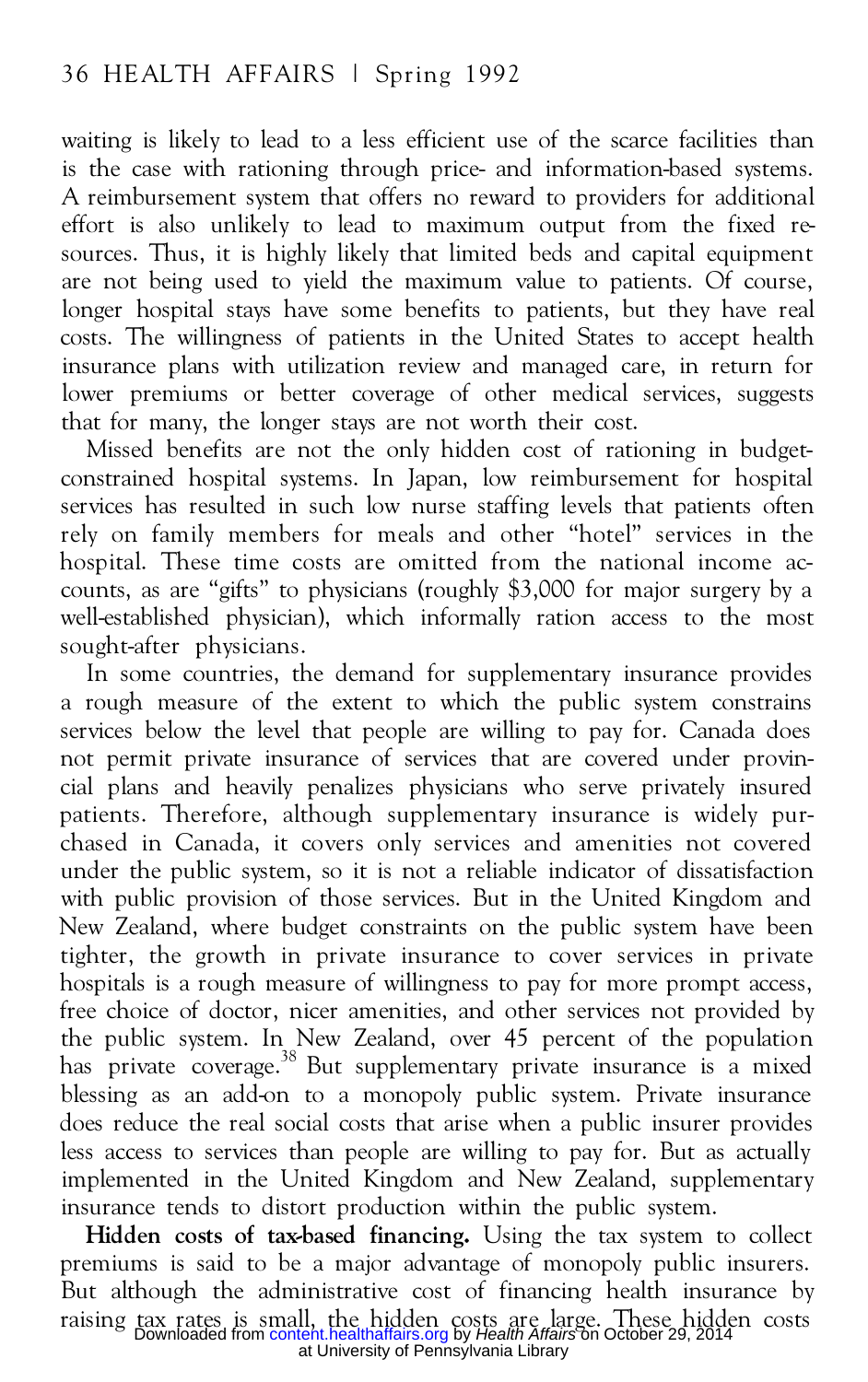waiting is likely to lead to a less efficient use of the scarce facilities than is the case with rationing through price- and information-based systems. A reimbursement system that offers no reward to providers for additional effort is also unlikely to lead to maximum output from the fixed resources. Thus, it is highly likely that limited beds and capital equipment are not being used to yield the maximum value to patients. Of course, longer hospital stays have some benefits to patients, but they have real costs. The willingness of patients in the United States to accept health insurance plans with utilization review and managed care, in return for lower premiums or better coverage of other medical services, suggests that for many, the longer stays are not worth their cost.

Missed benefits are not the only hidden cost of rationing in budget-constrained hospital systems. In Japan, low reimbursement for hospital services has resulted in such low nurse staffing levels that patients often rely on family members for meals and other "hotel" services in the hospital. These time costs are omitted from the national income accounts, as are "gifts" to physicians (roughly $3,000 for major surgery by a well-established physician), which informally ration access to the most sought-after physicians.

In some countries, the demand for supplementary insurance provides a rough measure of the extent to which the public system constrains services below the level that people are willing to pay for. Canada does not permit private insurance of services that are covered under provincial plans and heavily penalizes physicians who serve privately insured patients. Therefore, although supplementary insurance is widely purchased in Canada, it covers only services and amenities not covered under the public system, so it is not a reliable indicator of dissatisfaction with public provision of those services. But in the United Kingdom and New Zealand, where budget constraints on the public system have been tighter, the growth in private insurance to cover services in private hospitals is a rough measure of willingness to pay for more prompt access, free choice of doctor, nicer amenities, and other services not provided by the public system. In New Zealand, over 45 percent of the population has private coverage.[38] But supplementary private insurance is a mixed blessing as an add-on to a monopoly public system. Private insurance does reduce the real social costs that arise when a public insurer provides less access to services than people are willing to pay for. But as actually implemented in the United Kingdom and New Zealand, supplementary insurance tends to distort production within the public system.

**Hidden costs of tax-based financing.** Using the tax system to collect premiums is said to be a major advantage of monopoly public insurers. But although the administrative cost of financing health insurance by raising tax rates is small, the hidden costs are large. These hidden costs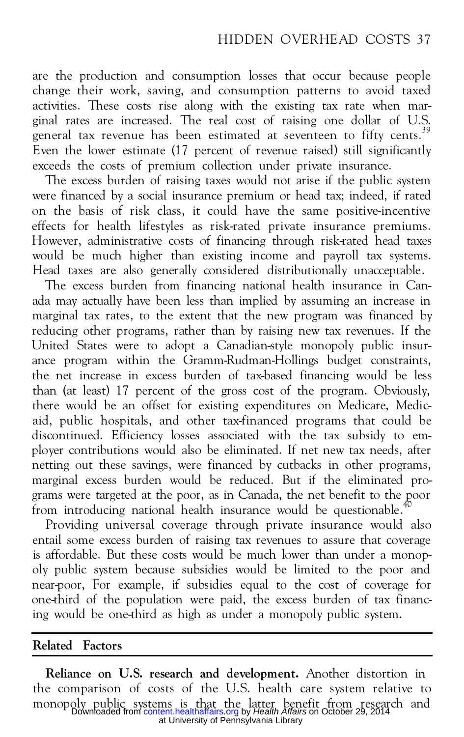are the production and consumption losses that occur because people change their work, saving, and consumption patterns to avoid taxed activities. These costs rise along with the existing tax rate when marginal rates are increased. The real cost of raising one dollar of U.S. general tax revenue has been estimated at seventeen to fifty cents.[39] Even the lower estimate (17 percent of revenue raised) still significantly exceeds the costs of premium collection under private insurance.

The excess burden of raising taxes would not arise if the public system were financed by a social insurance premium or head tax; indeed, if rated on the basis of risk class, it could have the same positive-incentive effects for health lifestyles as risk-rated private insurance premiums. However, administrative costs of financing through risk-rated head taxes would be much higher than existing income and payroll tax systems. Head taxes are also generally considered distributionally unacceptable.

The excess burden from financing national health insurance in Canada may actually have been less than implied by assuming an increase in marginal tax rates, to the extent that the new program was financed by reducing other programs, rather than by raising new tax revenues. If the United States were to adopt a Canadian-style monopoly public insurance program within the Gramm-Rudman-Hollings budget constraints, the net increase in excess burden of tax-based financing would be less than (at least) 17 percent of the gross cost of the program. Obviously, there would be an offset for existing expenditures on Medicare, Medicaid, public hospitals, and other tax-financed programs that could be discontinued. Efficiency losses associated with the tax subsidy to employer contributions would also be eliminated. If net new tax needs, after netting out these savings, were financed by cutbacks in other programs, marginal excess burden would be reduced. But if the eliminated programs were targeted at the poor, as in Canada, the net benefit to the poor from introducing national health insurance would be questionable.[40]

Providing universal coverage through private insurance would also entail some excess burden of raising tax revenues to assure that coverage is affordable. But these costs would be much lower than under a monopoly public system because subsidies would be limited to the poor and near-poor, For example, if subsidies equal to the cost of coverage for one-third of the population were paid, the excess burden of tax financing would be one-third as high as under a monopoly public system.

## Related Factors

**Reliance on U.S. research and development.** Another distortion in the comparison of costs of the U.S. health care system relative to monopoly public systems is that the latter benefit from research and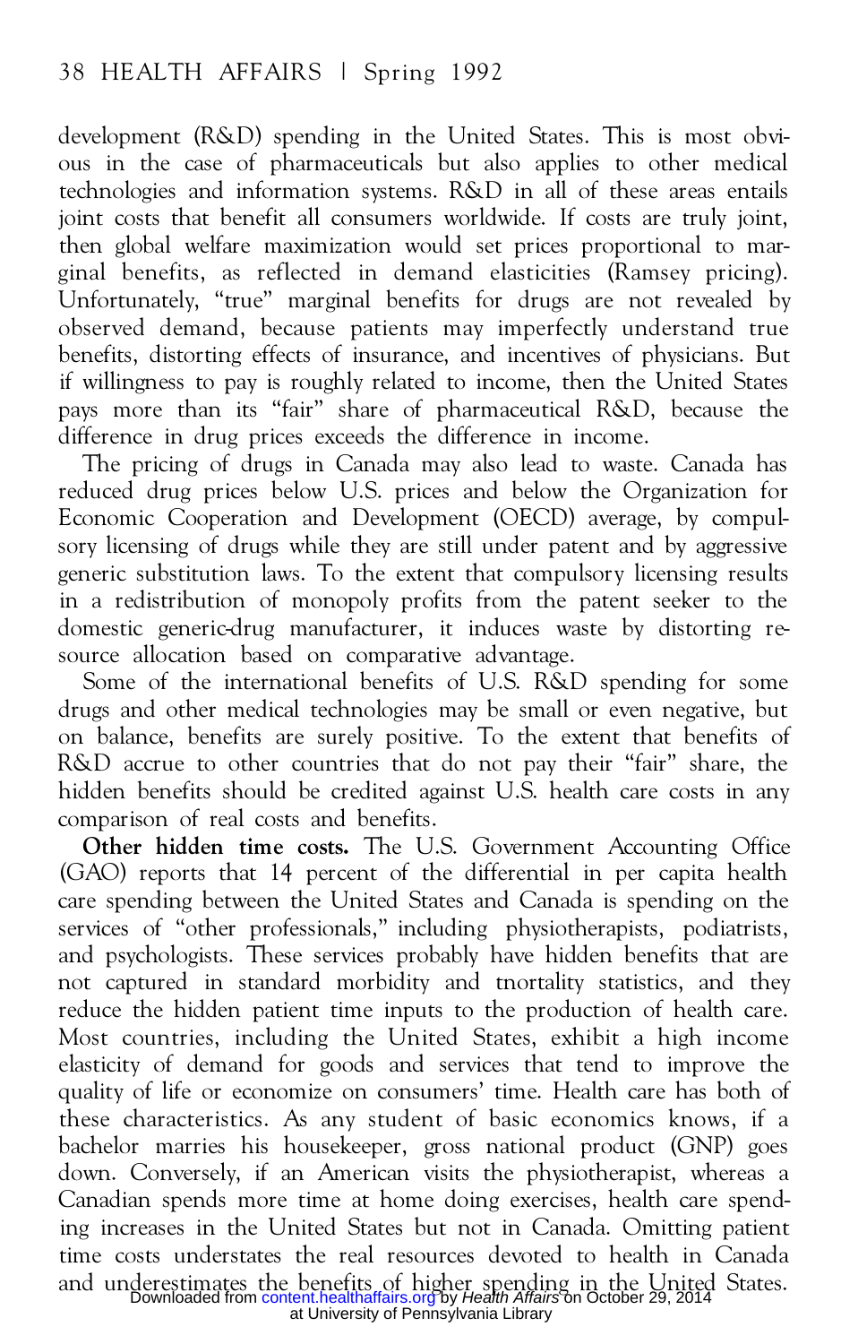development (R&D) spending in the United States. This is most obvious in the case of pharmaceuticals but also applies to other medical technologies and information systems. R&D in all of these areas entails joint costs that benefit all consumers worldwide. If costs are truly joint, then global welfare maximization would set prices proportional to marginal benefits, as reflected in demand elasticities (Ramsey pricing). Unfortunately, "true" marginal benefits for drugs are not revealed by observed demand, because patients may imperfectly understand true benefits, distorting effects of insurance, and incentives of physicians. But if willingness to pay is roughly related to income, then the United States pays more than its "fair" share of pharmaceutical R&D, because the difference in drug prices exceeds the difference in income.

The pricing of drugs in Canada may also lead to waste. Canada has reduced drug prices below U.S. prices and below the Organization for Economic Cooperation and Development (OECD) average, by compulsory licensing of drugs while they are still under patent and by aggressive generic substitution laws. To the extent that compulsory licensing results in a redistribution of monopoly profits from the patent seeker to the domestic generic-drug manufacturer, it induces waste by distorting resource allocation based on comparative advantage.

Some of the international benefits of U.S. R&D spending for some drugs and other medical technologies may be small or even negative, but on balance, benefits are surely positive. To the extent that benefits of R&D accrue to other countries that do not pay their "fair" share, the hidden benefits should be credited against U.S. health care costs in any comparison of real costs and benefits.

**Other hidden time costs.** The U.S. Government Accounting Office (GAO) reports that 14 percent of the differential in per capita health care spending between the United States and Canada is spending on the services of "other professionals," including physiotherapists, podiatrists, and psychologists. These services probably have hidden benefits that are not captured in standard morbidity and tnortality statistics, and they reduce the hidden patient time inputs to the production of health care. Most countries, including the United States, exhibit a high income elasticity of demand for goods and services that tend to improve the quality of life or economize on consumers' time. Health care has both of these characteristics. As any student of basic economics knows, if a bachelor marries his housekeeper, gross national product (GNP) goes down. Conversely, if an American visits the physiotherapist, whereas a Canadian spends more time at home doing exercises, health care spending increases in the United States but not in Canada. Omitting patient time costs understates the real resources devoted to health in Canada and underestimates the benefits of higher spending in the United States.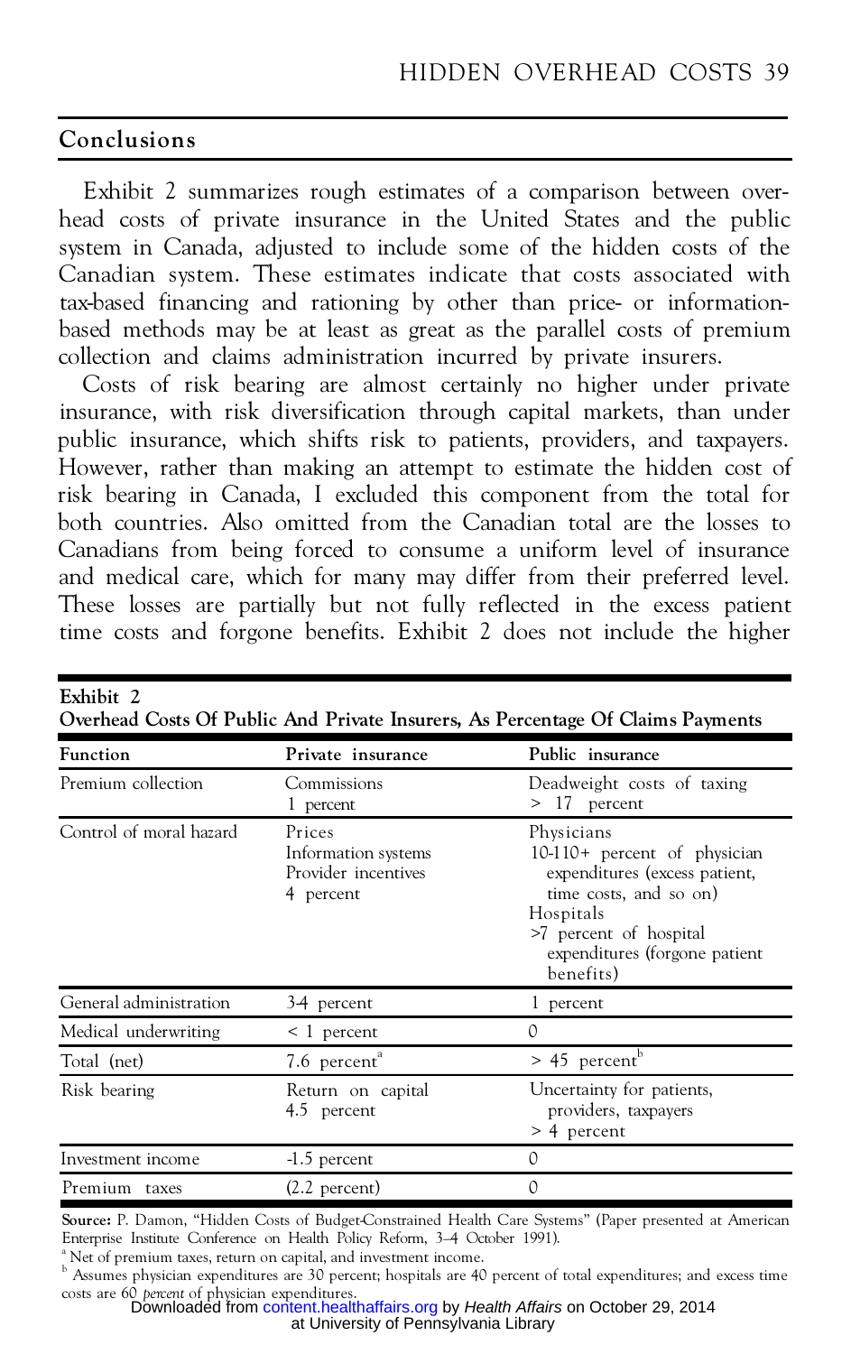## Conclusions

Exhibit 2 summarizes rough estimates of a comparison between overhead costs of private insurance in the United States and the public system in Canada, adjusted to include some of the hidden costs of the Canadian system. These estimates indicate that costs associated with tax-based financing and rationing by other than price- or information-based methods may be at least as great as the parallel costs of premium collection and claims administration incurred by private insurers.

Costs of risk bearing are almost certainly no higher under private insurance, with risk diversification through capital markets, than under public insurance, which shifts risk to patients, providers, and taxpayers. However, rather than making an attempt to estimate the hidden cost of risk bearing in Canada, I excluded this component from the total for both countries. Also omitted from the Canadian total are the losses to Canadians from being forced to consume a uniform level of insurance and medical care, which for many may differ from their preferred level. These losses are partially but not fully reflected in the excess patient time costs and forgone benefits. Exhibit 2 does not include the higher

**Exhibit 2**
**Overhead Costs Of Public And Private Insurers, As Percentage Of Claims Payments**

| Function | Private insurance | Public insurance |
|---|---|---|
| Premium collection | Commissions<br>1 percent | Deadweight costs of taxing<br>> 17 percent |
| Control of moral hazard | Prices<br>Information systems<br>Provider incentives<br>4 percent | Physicians<br>10-110+ percent of physician expenditures (excess patient, time costs, and so on)<br>Hospitals<br>>7 percent of hospital expenditures (forgone patient benefits) |
| General administration | 3-4 percent | 1 percent |
| Medical underwriting | < 1 percent | 0 |
| Total (net) | 7.6 percent[a] | > 45 percent[b] |
| Risk bearing | Return on capital<br>4.5 percent | Uncertainty for patients, providers, taxpayers<br>> 4 percent |
| Investment income | -1.5 percent | 0 |
| Premium taxes | (2.2 percent) | 0 |

**Source:** P. Damon, "Hidden Costs of Budget-Constrained Health Care Systems" (Paper presented at American Enterprise Institute Conference on Health Policy Reform, 3–4 October 1991).
[a] Net of premium taxes, return on capital, and investment income.
[b] Assumes physician expenditures are 30 percent; hospitals are 40 percent of total expenditures; and excess time costs are 60 *percent* of physician expenditures.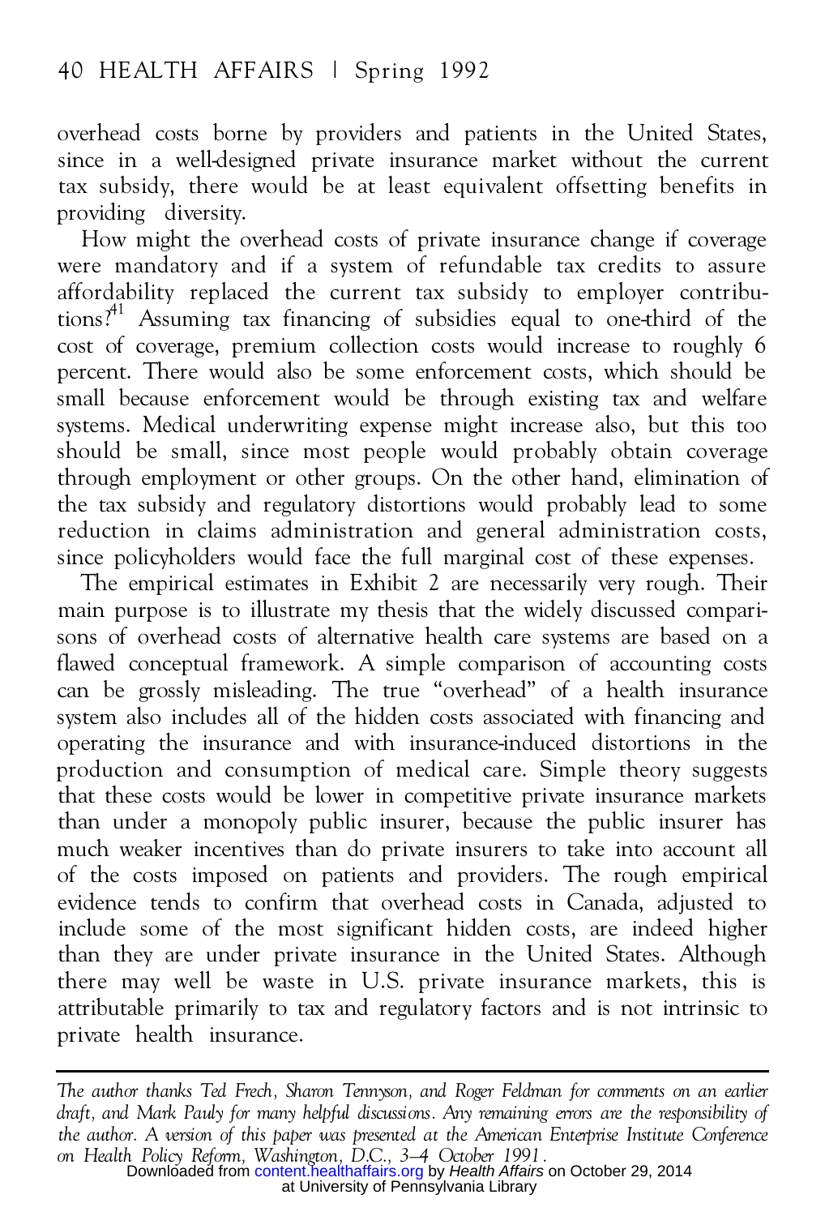overhead costs borne by providers and patients in the United States, since in a well-designed private insurance market without the current tax subsidy, there would be at least equivalent offsetting benefits in providing diversity.

How might the overhead costs of private insurance change if coverage were mandatory and if a system of refundable tax credits to assure affordability replaced the current tax subsidy to employer contributions?[41] Assuming tax financing of subsidies equal to one-third of the cost of coverage, premium collection costs would increase to roughly 6 percent. There would also be some enforcement costs, which should be small because enforcement would be through existing tax and welfare systems. Medical underwriting expense might increase also, but this too should be small, since most people would probably obtain coverage through employment or other groups. On the other hand, elimination of the tax subsidy and regulatory distortions would probably lead to some reduction in claims administration and general administration costs, since policyholders would face the full marginal cost of these expenses.

The empirical estimates in Exhibit 2 are necessarily very rough. Their main purpose is to illustrate my thesis that the widely discussed comparisons of overhead costs of alternative health care systems are based on a flawed conceptual framework. A simple comparison of accounting costs can be grossly misleading. The true "overhead" of a health insurance system also includes all of the hidden costs associated with financing and operating the insurance and with insurance-induced distortions in the production and consumption of medical care. Simple theory suggests that these costs would be lower in competitive private insurance markets than under a monopoly public insurer, because the public insurer has much weaker incentives than do private insurers to take into account all of the costs imposed on patients and providers. The rough empirical evidence tends to confirm that overhead costs in Canada, adjusted to include some of the most significant hidden costs, are indeed higher than they are under private insurance in the United States. Although there may well be waste in U.S. private insurance markets, this is attributable primarily to tax and regulatory factors and is not intrinsic to private health insurance.

---

*The author thanks Ted Frech, Sharon Tennyson, and Roger Feldman for comments on an earlier draft, and Mark Pauly for many helpful discussions. Any remaining errors are the responsibility of the author. A version of this paper was presented at the American Enterprise Institute Conference on Health Policy Reform, Washington, D.C., 3–4 October 1991.*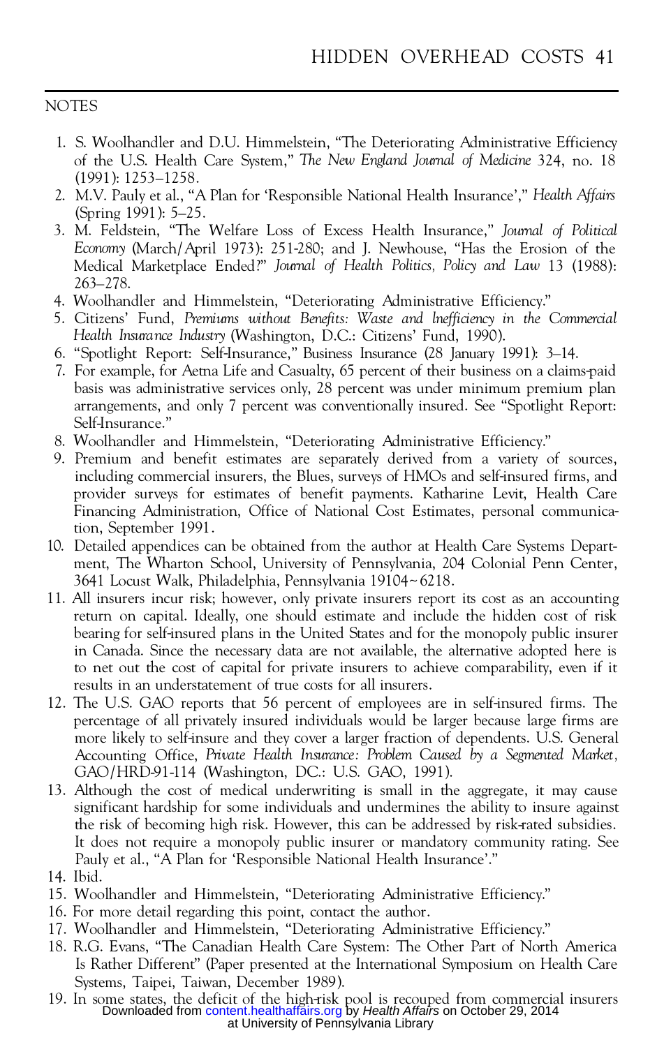## NOTES

1. S. Woolhandler and D.U. Himmelstein, "The Deteriorating Administrative Efficiency of the U.S. Health Care System," *The New England Journal of Medicine* 324, no. 18 (1991): 1253–1258.
2. M.V. Pauly et al., "A Plan for 'Responsible National Health Insurance'," *Health Affairs* (Spring 1991): 5–25.
3. M. Feldstein, "The Welfare Loss of Excess Health Insurance," *Journal of Political Economy* (March/April 1973): 251-280; and J. Newhouse, "Has the Erosion of the Medical Marketplace Ended?" *Journal of Health Politics, Policy and Law* 13 (1988): 263–278.
4. Woolhandler and Himmelstein, "Deteriorating Administrative Efficiency."
5. Citizens' Fund, *Premiums without Benefits: Waste and Inefficiency in the Commercial Health Insurance Industry* (Washington, D.C.: Citizens' Fund, 1990).
6. "Spotlight Report: Self-Insurance," Business Insurance (28 January 1991): 3–14.
7. For example, for Aetna Life and Casualty, 65 percent of their business on a claims-paid basis was administrative services only, 28 percent was under minimum premium plan arrangements, and only 7 percent was conventionally insured. See "Spotlight Report: Self-Insurance."
8. Woolhandler and Himmelstein, "Deteriorating Administrative Efficiency."
9. Premium and benefit estimates are separately derived from a variety of sources, including commercial insurers, the Blues, surveys of HMOs and self-insured firms, and provider surveys for estimates of benefit payments. Katharine Levit, Health Care Financing Administration, Office of National Cost Estimates, personal communication, September 1991.
10. Detailed appendices can be obtained from the author at Health Care Systems Department, The Wharton School, University of Pennsylvania, 204 Colonial Penn Center, 3641 Locust Walk, Philadelphia, Pennsylvania 19104-6218.
11. All insurers incur risk; however, only private insurers report its cost as an accounting return on capital. Ideally, one should estimate and include the hidden cost of risk bearing for self-insured plans in the United States and for the monopoly public insurer in Canada. Since the necessary data are not available, the alternative adopted here is to net out the cost of capital for private insurers to achieve comparability, even if it results in an understatement of true costs for all insurers.
12. The U.S. GAO reports that 56 percent of employees are in self-insured firms. The percentage of all privately insured individuals would be larger because large firms are more likely to self-insure and they cover a larger fraction of dependents. U.S. General Accounting Office, *Private Health Insurance: Problem Caused by a Segmented Market*, GAO/HRD-91-114 (Washington, DC.: U.S. GAO, 1991).
13. Although the cost of medical underwriting is small in the aggregate, it may cause significant hardship for some individuals and undermines the ability to insure against the risk of becoming high risk. However, this can be addressed by risk-rated subsidies. It does not require a monopoly public insurer or mandatory community rating. See Pauly et al., "A Plan for 'Responsible National Health Insurance'."
14. Ibid.
15. Woolhandler and Himmelstein, "Deteriorating Administrative Efficiency."
16. For more detail regarding this point, contact the author.
17. Woolhandler and Himmelstein, "Deteriorating Administrative Efficiency."
18. R.G. Evans, "The Canadian Health Care System: The Other Part of North America Is Rather Different" (Paper presented at the International Symposium on Health Care Systems, Taipei, Taiwan, December 1989).
19. In some states, the deficit of the high-risk pool is recouped from commercial insurers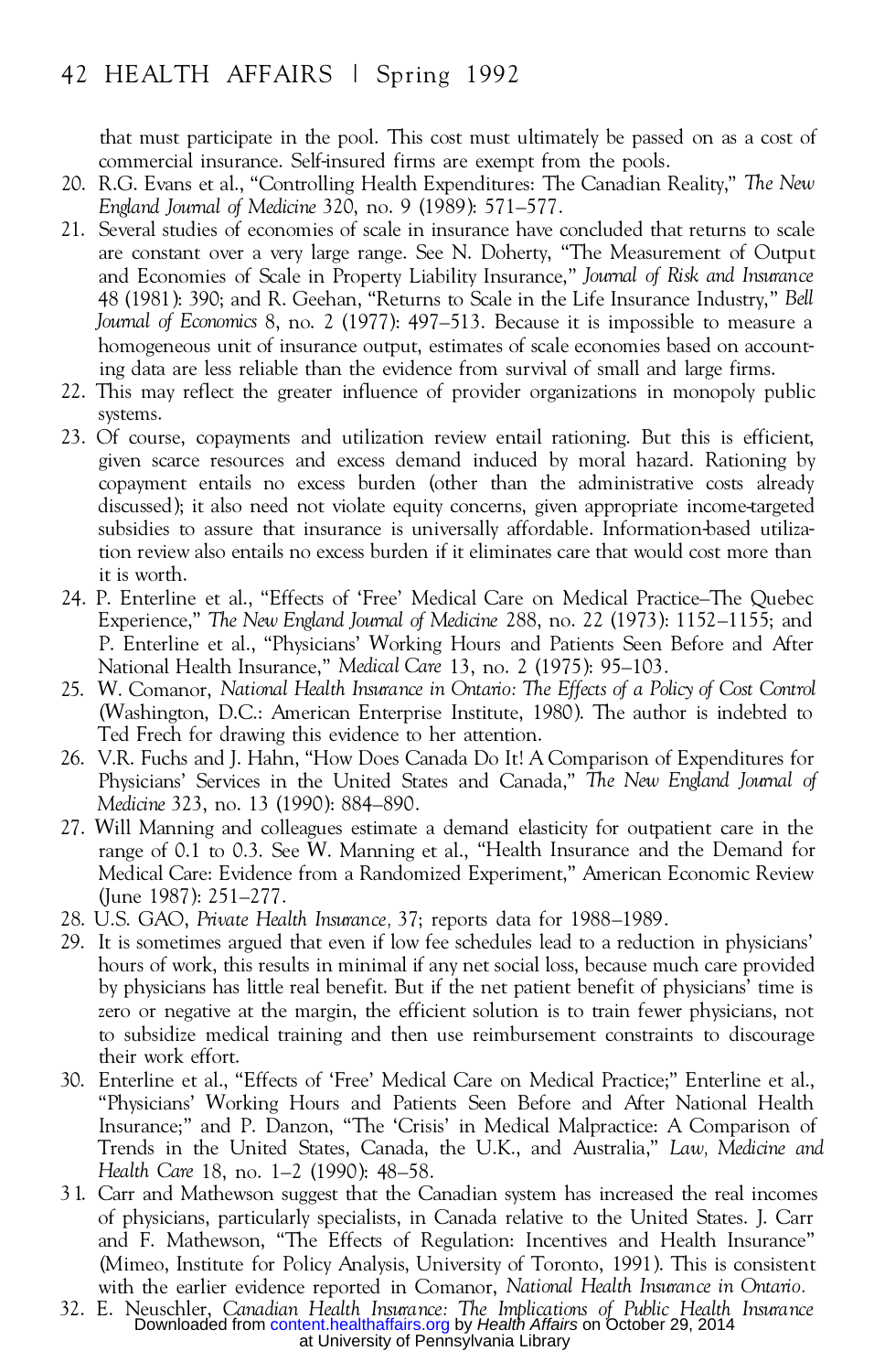that must participate in the pool. This cost must ultimately be passed on as a cost of commercial insurance. Self-insured firms are exempt from the pools.

20. R.G. Evans et al., "Controlling Health Expenditures: The Canadian Reality," *The New England Journal of Medicine* 320, no. 9 (1989): 571–577.
21. Several studies of economies of scale in insurance have concluded that returns to scale are constant over a very large range. See N. Doherty, "The Measurement of Output and Economies of Scale in Property Liability Insurance," *Journal of Risk and Insurance* 48 (1981): 390; and R. Geehan, "Returns to Scale in the Life Insurance Industry," *Bell Journal of Economics* 8, no. 2 (1977): 497–513. Because it is impossible to measure a homogeneous unit of insurance output, estimates of scale economies based on accounting data are less reliable than the evidence from survival of small and large firms.
22. This may reflect the greater influence of provider organizations in monopoly public systems.
23. Of course, copayments and utilization review entail rationing. But this is efficient, given scarce resources and excess demand induced by moral hazard. Rationing by copayment entails no excess burden (other than the administrative costs already discussed); it also need not violate equity concerns, given appropriate income-targeted subsidies to assure that insurance is universally affordable. Information-based utilization review also entails no excess burden if it eliminates care that would cost more than it is worth.
24. P. Enterline et al., "Effects of 'Free' Medical Care on Medical Practice–The Quebec Experience," *The New England Journal of Medicine* 288, no. 22 (1973): 1152–1155; and P. Enterline et al., "Physicians' Working Hours and Patients Seen Before and After National Health Insurance," *Medical Care* 13, no. 2 (1975): 95–103.
25. W. Comanor, *National Health Insurance in Ontario: The Effects of a Policy of Cost Control* (Washington, D.C.: American Enterprise Institute, 1980). The author is indebted to Ted Frech for drawing this evidence to her attention.
26. V.R. Fuchs and J. Hahn, "How Does Canada Do It! A Comparison of Expenditures for Physicians' Services in the United States and Canada," *The New England Journal of Medicine* 323, no. 13 (1990): 884–890.
27. Will Manning and colleagues estimate a demand elasticity for outpatient care in the range of 0.1 to 0.3. See W. Manning et al., "Health Insurance and the Demand for Medical Care: Evidence from a Randomized Experiment," American Economic Review (June 1987): 251–277.
28. U.S. GAO, *Private Health Insurance,* 37; reports data for 1988–1989.
29. It is sometimes argued that even if low fee schedules lead to a reduction in physicians' hours of work, this results in minimal if any net social loss, because much care provided by physicians has little real benefit. But if the net patient benefit of physicians' time is zero or negative at the margin, the efficient solution is to train fewer physicians, not to subsidize medical training and then use reimbursement constraints to discourage their work effort.
30. Enterline et al., "Effects of 'Free' Medical Care on Medical Practice;" Enterline et al., "Physicians' Working Hours and Patients Seen Before and After National Health Insurance;" and P. Danzon, "The 'Crisis' in Medical Malpractice: A Comparison of Trends in the United States, Canada, the U.K., and Australia," *Law, Medicine and Health Care* 18, no. 1–2 (1990): 48–58.
31. Carr and Mathewson suggest that the Canadian system has increased the real incomes of physicians, particularly specialists, in Canada relative to the United States. J. Carr and F. Mathewson, "The Effects of Regulation: Incentives and Health Insurance" (Mimeo, Institute for Policy Analysis, University of Toronto, 1991). This is consistent with the earlier evidence reported in Comanor, *National Health Insurance in Ontario.*
32. E. Neuschler, *Canadian Health Insurance: The Implications of Public Health Insurance*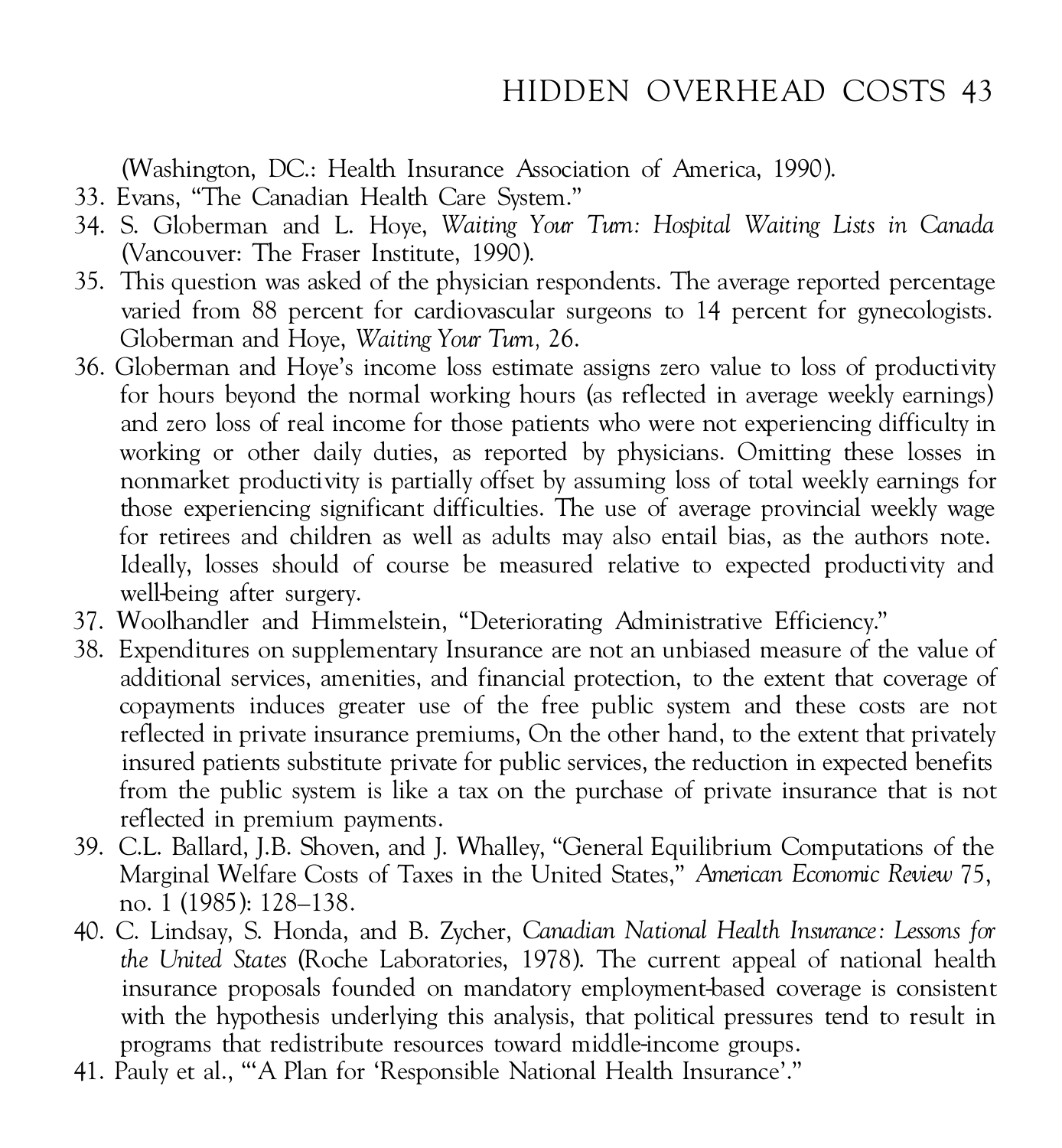(Washington, DC.: Health Insurance Association of America, 1990).

33. Evans, "The Canadian Health Care System."
34. S. Globerman and L. Hoye, *Waiting Your Turn: Hospital Waiting Lists in Canada* (Vancouver: The Fraser Institute, 1990).
35. This question was asked of the physician respondents. The average reported percentage varied from 88 percent for cardiovascular surgeons to 14 percent for gynecologists. Globerman and Hoye, *Waiting Your Turn*, 26.
36. Globerman and Hoye's income loss estimate assigns zero value to loss of productivity for hours beyond the normal working hours (as reflected in average weekly earnings) and zero loss of real income for those patients who were not experiencing difficulty in working or other daily duties, as reported by physicians. Omitting these losses in nonmarket productivity is partially offset by assuming loss of total weekly earnings for those experiencing significant difficulties. The use of average provincial weekly wage for retirees and children as well as adults may also entail bias, as the authors note. Ideally, losses should of course be measured relative to expected productivity and well-being after surgery.
37. Woolhandler and Himmelstein, "Deteriorating Administrative Efficiency."
38. Expenditures on supplementary Insurance are not an unbiased measure of the value of additional services, amenities, and financial protection, to the extent that coverage of copayments induces greater use of the free public system and these costs are not reflected in private insurance premiums, On the other hand, to the extent that privately insured patients substitute private for public services, the reduction in expected benefits from the public system is like a tax on the purchase of private insurance that is not reflected in premium payments.
39. C.L. Ballard, J.B. Shoven, and J. Whalley, "General Equilibrium Computations of the Marginal Welfare Costs of Taxes in the United States," *American Economic Review* 75, no. 1 (1985): 128–138.
40. C. Lindsay, S. Honda, and B. Zycher, *Canadian National Health Insurance: Lessons for the United States* (Roche Laboratories, 1978). The current appeal of national health insurance proposals founded on mandatory employment-based coverage is consistent with the hypothesis underlying this analysis, that political pressures tend to result in programs that redistribute resources toward middle-income groups.
41. Pauly et al., "'A Plan for 'Responsible National Health Insurance'."